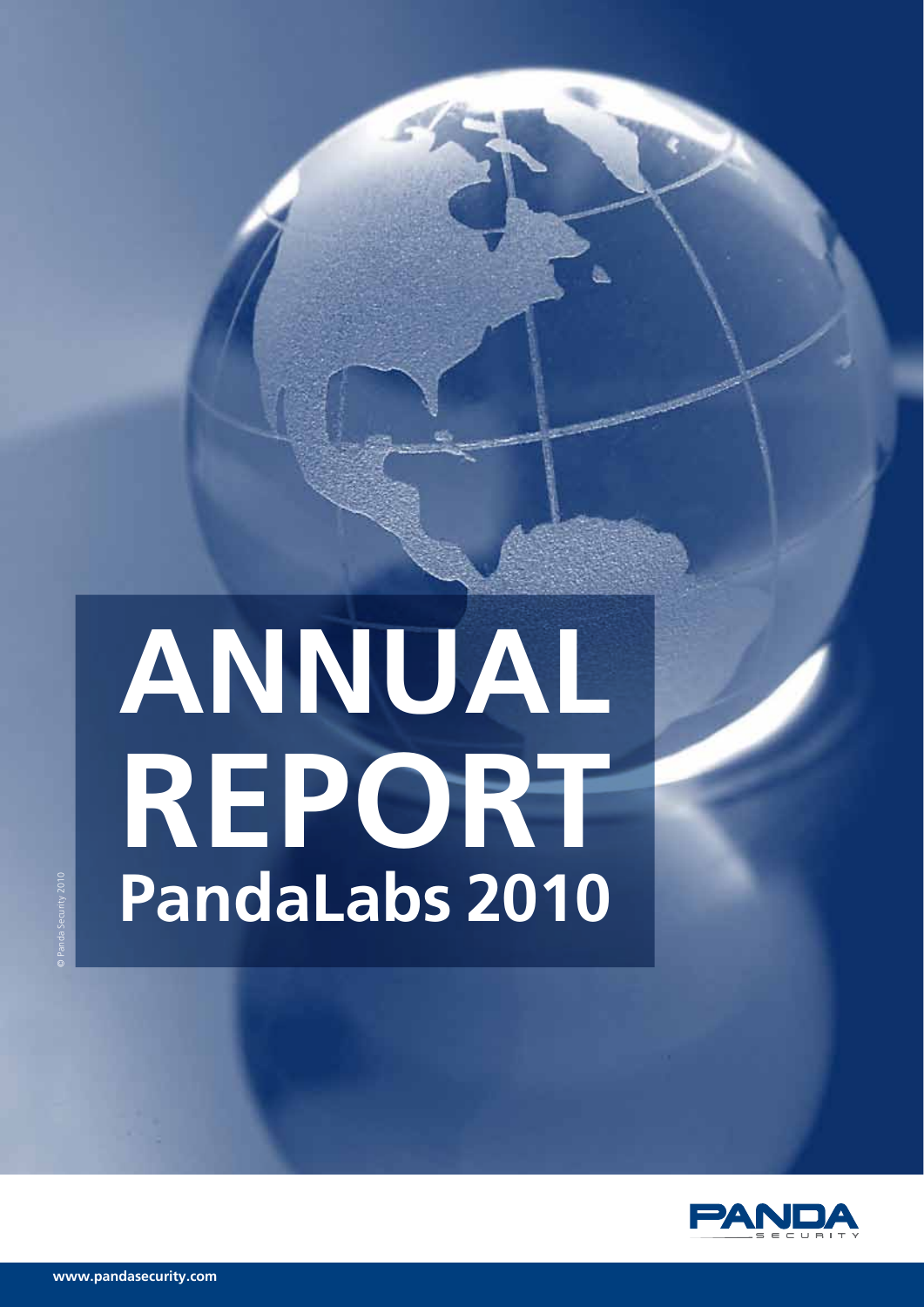# ANNUAL REPORT

## PandaLabs 2010

© Panda Security 2010

PANDA SECURITY

www.pandasecurity.com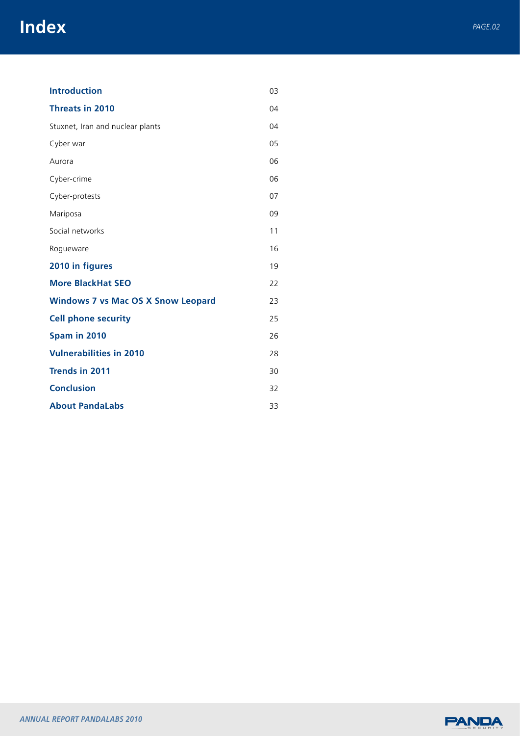# Index

| | |
|---|---|
| **Introduction** | 03 |
| **Threats in 2010** | 04 |
| Stuxnet, Iran and nuclear plants | 04 |
| Cyber war | 05 |
| Aurora | 06 |
| Cyber-crime | 06 |
| Cyber-protests | 07 |
| Mariposa | 09 |
| Social networks | 11 |
| Rogueware | 16 |
| **2010 in figures** | 19 |
| **More BlackHat SEO** | 22 |
| **Windows 7 vs Mac OS X Snow Leopard** | 23 |
| **Cell phone security** | 25 |
| **Spam in 2010** | 26 |
| **Vulnerabilities in 2010** | 28 |
| **Trends in 2011** | 30 |
| **Conclusion** | 32 |
| **About PandaLabs** | 33 |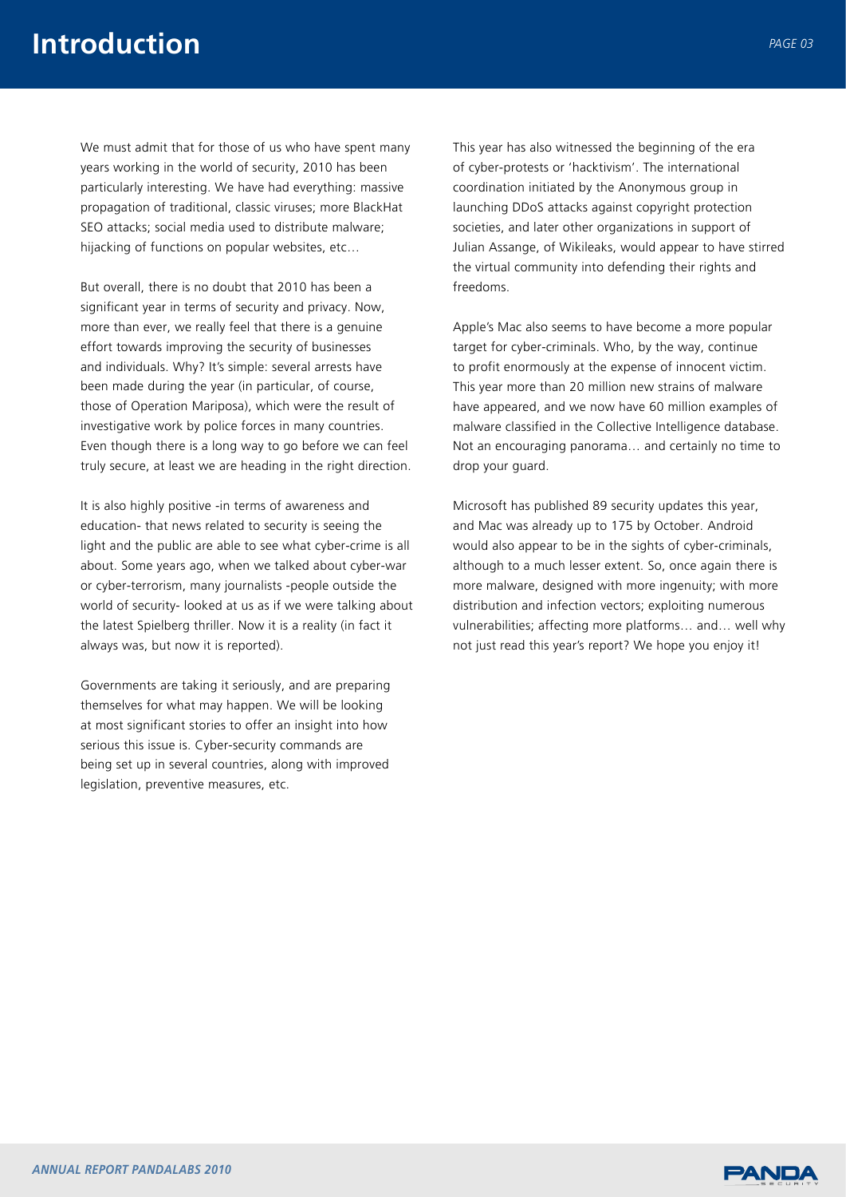# Introduction

We must admit that for those of us who have spent many years working in the world of security, 2010 has been particularly interesting. We have had everything: massive propagation of traditional, classic viruses; more BlackHat SEO attacks; social media used to distribute malware; hijacking of functions on popular websites, etc…

But overall, there is no doubt that 2010 has been a significant year in terms of security and privacy. Now, more than ever, we really feel that there is a genuine effort towards improving the security of businesses and individuals. Why? It's simple: several arrests have been made during the year (in particular, of course, those of Operation Mariposa), which were the result of investigative work by police forces in many countries. Even though there is a long way to go before we can feel truly secure, at least we are heading in the right direction.

It is also highly positive -in terms of awareness and education- that news related to security is seeing the light and the public are able to see what cyber-crime is all about. Some years ago, when we talked about cyber-war or cyber-terrorism, many journalists -people outside the world of security- looked at us as if we were talking about the latest Spielberg thriller. Now it is a reality (in fact it always was, but now it is reported).

Governments are taking it seriously, and are preparing themselves for what may happen. We will be looking at most significant stories to offer an insight into how serious this issue is. Cyber-security commands are being set up in several countries, along with improved legislation, preventive measures, etc.

This year has also witnessed the beginning of the era of cyber-protests or 'hacktivism'. The international coordination initiated by the Anonymous group in launching DDoS attacks against copyright protection societies, and later other organizations in support of Julian Assange, of Wikileaks, would appear to have stirred the virtual community into defending their rights and freedoms.

Apple's Mac also seems to have become a more popular target for cyber-criminals. Who, by the way, continue to profit enormously at the expense of innocent victim. This year more than 20 million new strains of malware have appeared, and we now have 60 million examples of malware classified in the Collective Intelligence database. Not an encouraging panorama… and certainly no time to drop your guard.

Microsoft has published 89 security updates this year, and Mac was already up to 175 by October. Android would also appear to be in the sights of cyber-criminals, although to a much lesser extent. So, once again there is more malware, designed with more ingenuity; with more distribution and infection vectors; exploiting numerous vulnerabilities; affecting more platforms… and… well why not just read this year's report? We hope you enjoy it!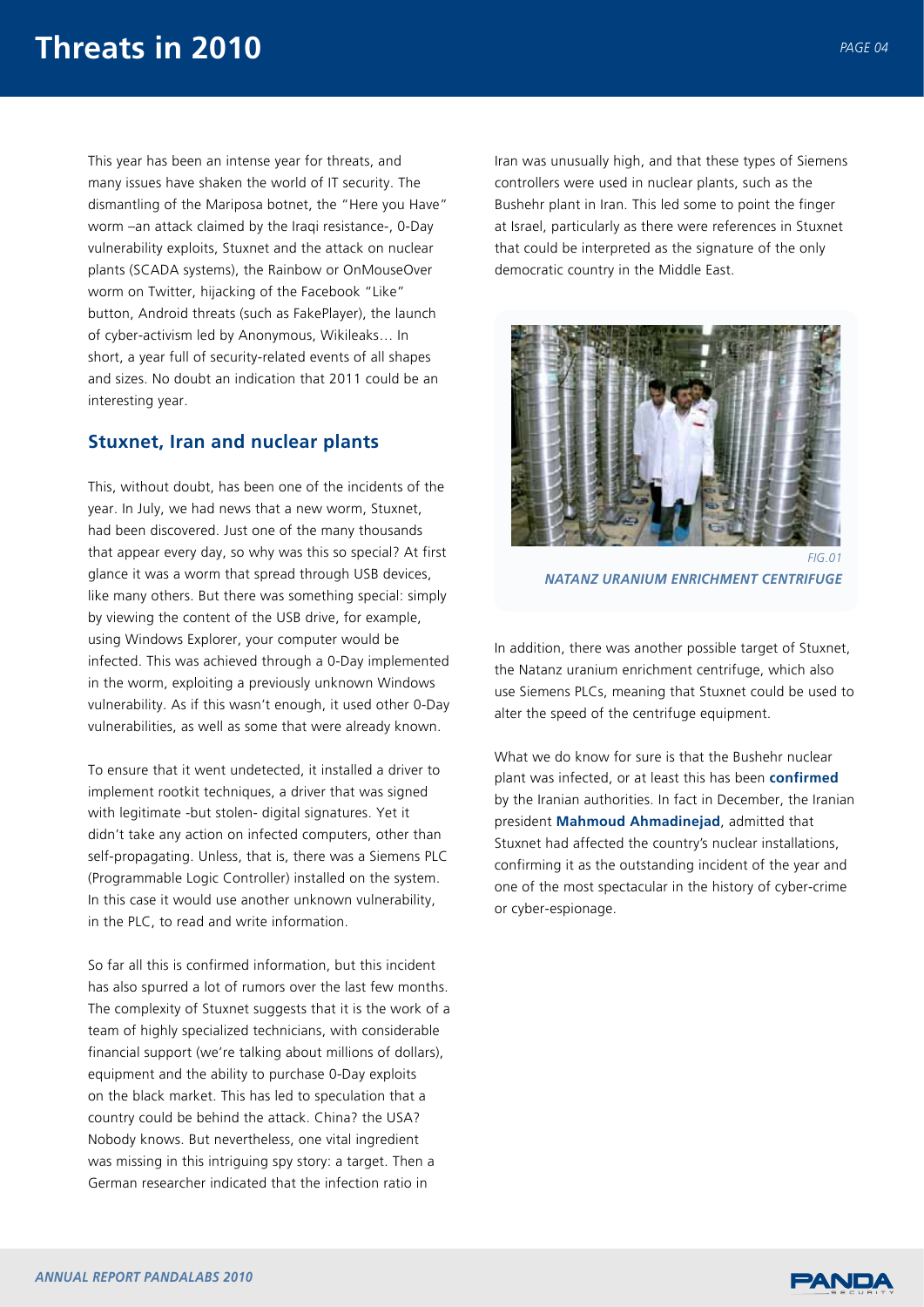# Threats in 2010

This year has been an intense year for threats, and many issues have shaken the world of IT security. The dismantling of the Mariposa botnet, the "Here you Have" worm –an attack claimed by the Iraqi resistance-, 0-Day vulnerability exploits, Stuxnet and the attack on nuclear plants (SCADA systems), the Rainbow or OnMouseOver worm on Twitter, hijacking of the Facebook "Like" button, Android threats (such as FakePlayer), the launch of cyber-activism led by Anonymous, Wikileaks… In short, a year full of security-related events of all shapes and sizes. No doubt an indication that 2011 could be an interesting year.

## Stuxnet, Iran and nuclear plants

This, without doubt, has been one of the incidents of the year. In July, we had news that a new worm, Stuxnet, had been discovered. Just one of the many thousands that appear every day, so why was this so special? At first glance it was a worm that spread through USB devices, like many others. But there was something special: simply by viewing the content of the USB drive, for example, using Windows Explorer, your computer would be infected. This was achieved through a 0-Day implemented in the worm, exploiting a previously unknown Windows vulnerability. As if this wasn't enough, it used other 0-Day vulnerabilities, as well as some that were already known.

To ensure that it went undetected, it installed a driver to implement rootkit techniques, a driver that was signed with legitimate -but stolen- digital signatures. Yet it didn't take any action on infected computers, other than self-propagating. Unless, that is, there was a Siemens PLC (Programmable Logic Controller) installed on the system. In this case it would use another unknown vulnerability, in the PLC, to read and write information.

So far all this is confirmed information, but this incident has also spurred a lot of rumors over the last few months. The complexity of Stuxnet suggests that it is the work of a team of highly specialized technicians, with considerable financial support (we're talking about millions of dollars), equipment and the ability to purchase 0-Day exploits on the black market. This has led to speculation that a country could be behind the attack. China? the USA? Nobody knows. But nevertheless, one vital ingredient was missing in this intriguing spy story: a target. Then a German researcher indicated that the infection ratio in Iran was unusually high, and that these types of Siemens controllers were used in nuclear plants, such as the Bushehr plant in Iran. This led some to point the finger at Israel, particularly as there were references in Stuxnet that could be interpreted as the signature of the only democratic country in the Middle East.

*FIG.01*
***NATANZ URANIUM ENRICHMENT CENTRIFUGE***

In addition, there was another possible target of Stuxnet, the Natanz uranium enrichment centrifuge, which also use Siemens PLCs, meaning that Stuxnet could be used to alter the speed of the centrifuge equipment.

What we do know for sure is that the Bushehr nuclear plant was infected, or at least this has been **confirmed** by the Iranian authorities. In fact in December, the Iranian president **Mahmoud Ahmadinejad**, admitted that Stuxnet had affected the country's nuclear installations, confirming it as the outstanding incident of the year and one of the most spectacular in the history of cyber-crime or cyber-espionage.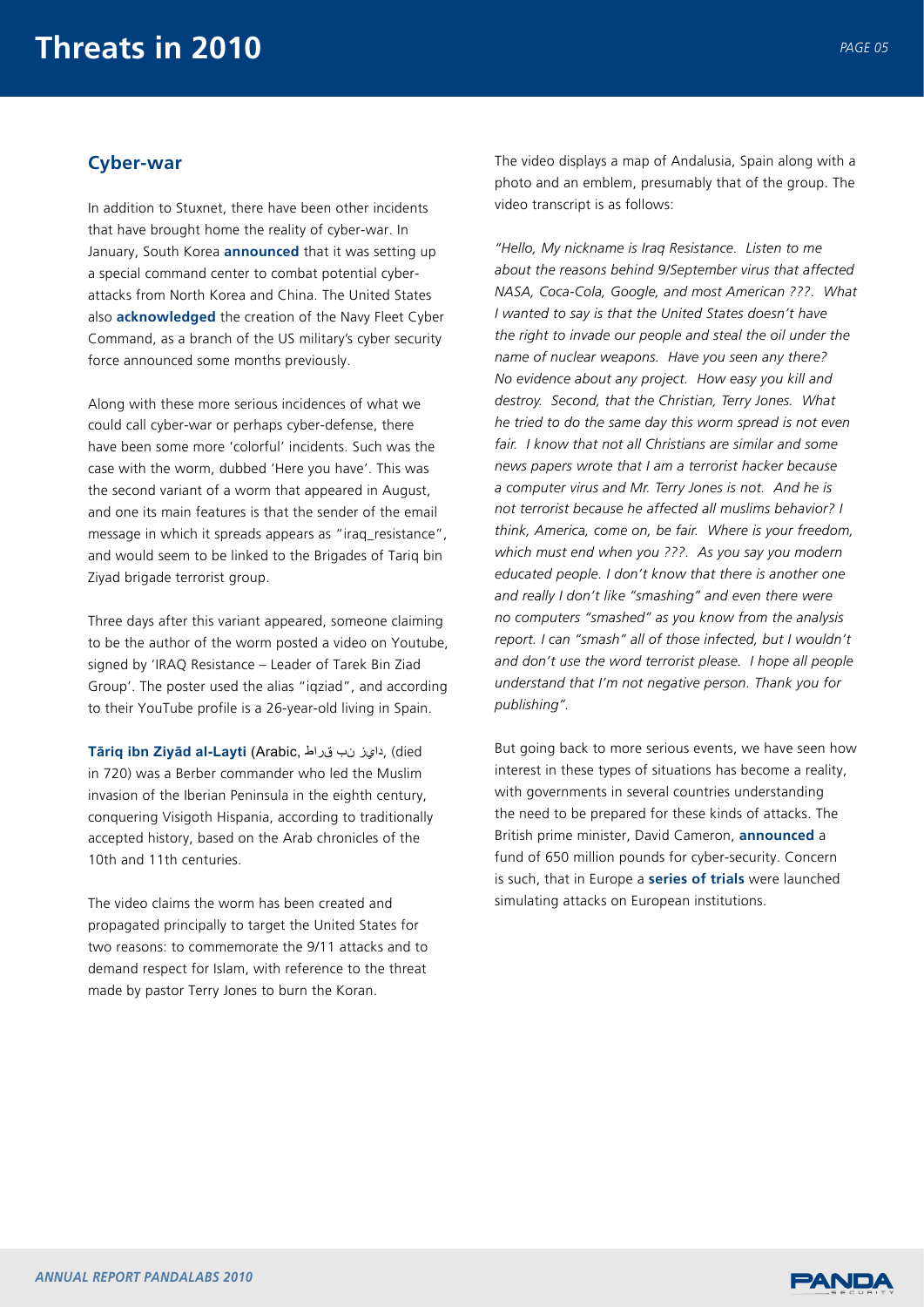# Threats in 2010

## Cyber-war

In addition to Stuxnet, there have been other incidents that have brought home the reality of cyber-war. In January, South Korea **announced** that it was setting up a special command center to combat potential cyber-attacks from North Korea and China. The United States also **acknowledged** the creation of the Navy Fleet Cyber Command, as a branch of the US military's cyber security force announced some months previously.

Along with these more serious incidences of what we could call cyber-war or perhaps cyber-defense, there have been some more 'colorful' incidents. Such was the case with the worm, dubbed 'Here you have'. This was the second variant of a worm that appeared in August, and one its main features is that the sender of the email message in which it spreads appears as "iraq_resistance", and would seem to be linked to the Brigades of Tariq bin Ziyad brigade terrorist group.

Three days after this variant appeared, someone claiming to be the author of the worm posted a video on Youtube, signed by 'IRAQ Resistance – Leader of Tarek Bin Ziad Group'. The poster used the alias "iqziad", and according to their YouTube profile is a 26-year-old living in Spain.

**Tāriq ibn Ziyād al-Layti** (Arabic, طارق بن زياد, (died in 720) was a Berber commander who led the Muslim invasion of the Iberian Peninsula in the eighth century, conquering Visigoth Hispania, according to traditionally accepted history, based on the Arab chronicles of the 10th and 11th centuries.

The video claims the worm has been created and propagated principally to target the United States for two reasons: to commemorate the 9/11 attacks and to demand respect for Islam, with reference to the threat made by pastor Terry Jones to burn the Koran.

The video displays a map of Andalusia, Spain along with a photo and an emblem, presumably that of the group. The video transcript is as follows:

*"Hello, My nickname is Iraq Resistance. Listen to me about the reasons behind 9/September virus that affected NASA, Coca-Cola, Google, and most American ???. What I wanted to say is that the United States doesn't have the right to invade our people and steal the oil under the name of nuclear weapons. Have you seen any there? No evidence about any project. How easy you kill and destroy. Second, that the Christian, Terry Jones. What he tried to do the same day this worm spread is not even fair. I know that not all Christians are similar and some news papers wrote that I am a terrorist hacker because a computer virus and Mr. Terry Jones is not. And he is not terrorist because he affected all muslims behavior? I think, America, come on, be fair. Where is your freedom, which must end when you ???. As you say you modern educated people. I don't know that there is another one and really I don't like "smashing" and even there were no computers "smashed" as you know from the analysis report. I can "smash" all of those infected, but I wouldn't and don't use the word terrorist please. I hope all people understand that I'm not negative person. Thank you for publishing".*

But going back to more serious events, we have seen how interest in these types of situations has become a reality, with governments in several countries understanding the need to be prepared for these kinds of attacks. The British prime minister, David Cameron, **announced** a fund of 650 million pounds for cyber-security. Concern is such, that in Europe a **series of trials** were launched simulating attacks on European institutions.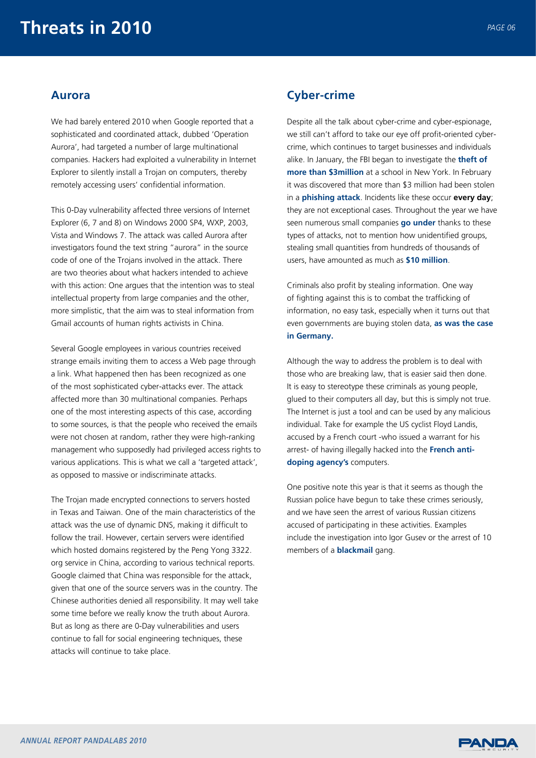# Threats in 2010

## Aurora

We had barely entered 2010 when Google reported that a sophisticated and coordinated attack, dubbed 'Operation Aurora', had targeted a number of large multinational companies. Hackers had exploited a vulnerability in Internet Explorer to silently install a Trojan on computers, thereby remotely accessing users' confidential information.

This 0-Day vulnerability affected three versions of Internet Explorer (6, 7 and 8) on Windows 2000 SP4, WXP, 2003, Vista and Windows 7. The attack was called Aurora after investigators found the text string "aurora" in the source code of one of the Trojans involved in the attack. There are two theories about what hackers intended to achieve with this action: One argues that the intention was to steal intellectual property from large companies and the other, more simplistic, that the aim was to steal information from Gmail accounts of human rights activists in China.

Several Google employees in various countries received strange emails inviting them to access a Web page through a link. What happened then has been recognized as one of the most sophisticated cyber-attacks ever. The attack affected more than 30 multinational companies. Perhaps one of the most interesting aspects of this case, according to some sources, is that the people who received the emails were not chosen at random, rather they were high-ranking management who supposedly had privileged access rights to various applications. This is what we call a 'targeted attack', as opposed to massive or indiscriminate attacks.

The Trojan made encrypted connections to servers hosted in Texas and Taiwan. One of the main characteristics of the attack was the use of dynamic DNS, making it difficult to follow the trail. However, certain servers were identified which hosted domains registered by the Peng Yong 3322.org service in China, according to various technical reports. Google claimed that China was responsible for the attack, given that one of the source servers was in the country. The Chinese authorities denied all responsibility. It may well take some time before we really know the truth about Aurora. But as long as there are 0-Day vulnerabilities and users continue to fall for social engineering techniques, these attacks will continue to take place.

## Cyber-crime

Despite all the talk about cyber-crime and cyber-espionage, we still can't afford to take our eye off profit-oriented cyber-crime, which continues to target businesses and individuals alike. In January, the FBI began to investigate the **theft of more than $3million** at a school in New York. In February it was discovered that more than $3 million had been stolen in a **phishing attack**. Incidents like these occur **every day**; they are not exceptional cases. Throughout the year we have seen numerous small companies **go under** thanks to these types of attacks, not to mention how unidentified groups, stealing small quantities from hundreds of thousands of users, have amounted as much as **$10 million**.

Criminals also profit by stealing information. One way of fighting against this is to combat the trafficking of information, no easy task, especially when it turns out that even governments are buying stolen data, **as was the case in Germany.**

Although the way to address the problem is to deal with those who are breaking law, that is easier said then done. It is easy to stereotype these criminals as young people, glued to their computers all day, but this is simply not true. The Internet is just a tool and can be used by any malicious individual. Take for example the US cyclist Floyd Landis, accused by a French court -who issued a warrant for his arrest- of having illegally hacked into the **French anti-doping agency's** computers.

One positive note this year is that it seems as though the Russian police have begun to take these crimes seriously, and we have seen the arrest of various Russian citizens accused of participating in these activities. Examples include the investigation into Igor Gusev or the arrest of 10 members of a **blackmail** gang.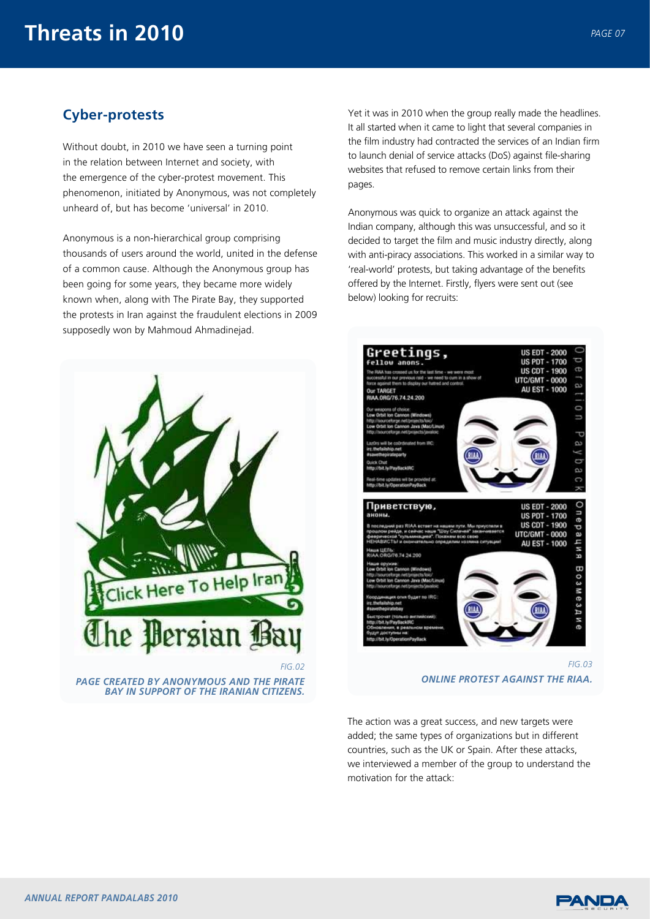## Cyber-protests

Without doubt, in 2010 we have seen a turning point in the relation between Internet and society, with the emergence of the cyber-protest movement. This phenomenon, initiated by Anonymous, was not completely unheard of, but has become 'universal' in 2010.

Anonymous is a non-hierarchical group comprising thousands of users around the world, united in the defense of a common cause. Although the Anonymous group has been going for some years, they became more widely known when, along with The Pirate Bay, they supported the protests in Iran against the fraudulent elections in 2009 supposedly won by Mahmoud Ahmadinejad.

*FIG.02*

***PAGE CREATED BY ANONYMOUS AND THE PIRATE BAY IN SUPPORT OF THE IRANIAN CITIZENS.***

Yet it was in 2010 when the group really made the headlines. It all started when it came to light that several companies in the film industry had contracted the services of an Indian firm to launch denial of service attacks (DoS) against file-sharing websites that refused to remove certain links from their pages.

Anonymous was quick to organize an attack against the Indian company, although this was unsuccessful, and so it decided to target the film and music industry directly, along with anti-piracy associations. This worked in a similar way to 'real-world' protests, but taking advantage of the benefits offered by the Internet. Firstly, flyers were sent out (see below) looking for recruits:

*FIG.03*

***ONLINE PROTEST AGAINST THE RIAA.***

The action was a great success, and new targets were added; the same types of organizations but in different countries, such as the UK or Spain. After these attacks, we interviewed a member of the group to understand the motivation for the attack: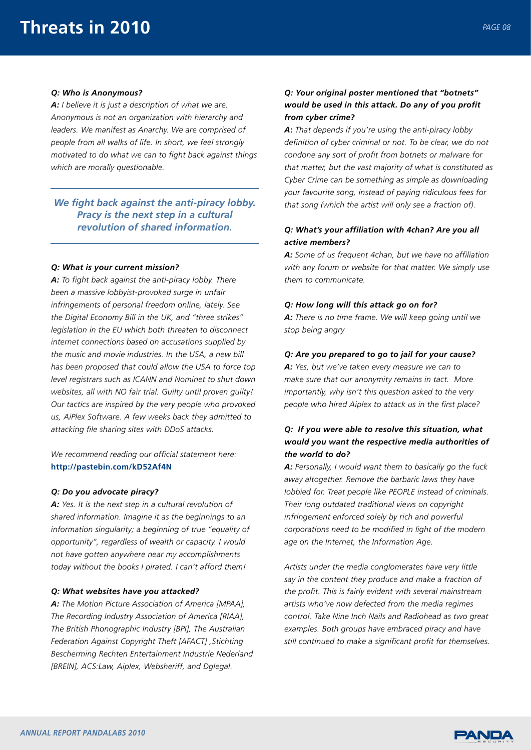# Threats in 2010

***Q: Who is Anonymous?***

***A:*** *I believe it is just a description of what we are. Anonymous is not an organization with hierarchy and leaders. We manifest as Anarchy. We are comprised of people from all walks of life. In short, we feel strongly motivated to do what we can to fight back against things which are morally questionable.*

> ***We fight back against the anti-piracy lobby. Pracy is the next step in a cultural revolution of shared information.***

***Q: What is your current mission?***

***A:*** *To fight back against the anti-piracy lobby. There been a massive lobbyist-provoked surge in unfair infringements of personal freedom online, lately. See the Digital Economy Bill in the UK, and "three strikes" legislation in the EU which both threaten to disconnect internet connections based on accusations supplied by the music and movie industries. In the USA, a new bill has been proposed that could allow the USA to force top level registrars such as ICANN and Nominet to shut down websites, all with NO fair trial. Guilty until proven guilty! Our tactics are inspired by the very people who provoked us, AiPlex Software. A few weeks back they admitted to attacking file sharing sites with DDoS attacks.*

*We recommend reading our official statement here:* **http://pastebin.com/kD52Af4N**

***Q: Do you advocate piracy?***

***A:*** *Yes. It is the next step in a cultural revolution of shared information. Imagine it as the beginnings to an information singularity; a beginning of true "equality of opportunity", regardless of wealth or capacity. I would not have gotten anywhere near my accomplishments today without the books I pirated. I can't afford them!*

***Q: What websites have you attacked?***

***A:*** *The Motion Picture Association of America [MPAA], The Recording Industry Association of America [RIAA], The British Phonographic Industry [BPI], The Australian Federation Against Copyright Theft [AFACT] ,Stichting Bescherming Rechten Entertainment Industrie Nederland [BREIN], ACS:Law, Aiplex, Websheriff, and Dglegal.*

***Q: Your original poster mentioned that "botnets" would be used in this attack. Do any of you profit from cyber crime?***

***A*****:** *That depends if you're using the anti-piracy lobby definition of cyber criminal or not. To be clear, we do not condone any sort of profit from botnets or malware for that matter, but the vast majority of what is constituted as Cyber Crime can be something as simple as downloading your favourite song, instead of paying ridiculous fees for that song (which the artist will only see a fraction of).*

***Q: What's your affiliation with 4chan? Are you all active members?***

***A:*** *Some of us frequent 4chan, but we have no affiliation with any forum or website for that matter. We simply use them to communicate.*

***Q: How long will this attack go on for?***

***A:*** *There is no time frame. We will keep going until we stop being angry*

***Q: Are you prepared to go to jail for your cause?***

***A:*** *Yes, but we've taken every measure we can to make sure that our anonymity remains in tact. More importantly, why isn't this question asked to the very people who hired Aiplex to attack us in the first place?*

***Q: If you were able to resolve this situation, what would you want the respective media authorities of the world to do?***

***A:*** *Personally, I would want them to basically go the fuck away altogether. Remove the barbaric laws they have lobbied for. Treat people like PEOPLE instead of criminals. Their long outdated traditional views on copyright infringement enforced solely by rich and powerful corporations need to be modified in light of the modern age on the Internet, the Information Age.*

*Artists under the media conglomerates have very little say in the content they produce and make a fraction of the profit. This is fairly evident with several mainstream artists who've now defected from the media regimes control. Take Nine Inch Nails and Radiohead as two great examples. Both groups have embraced piracy and have still continued to make a significant profit for themselves.*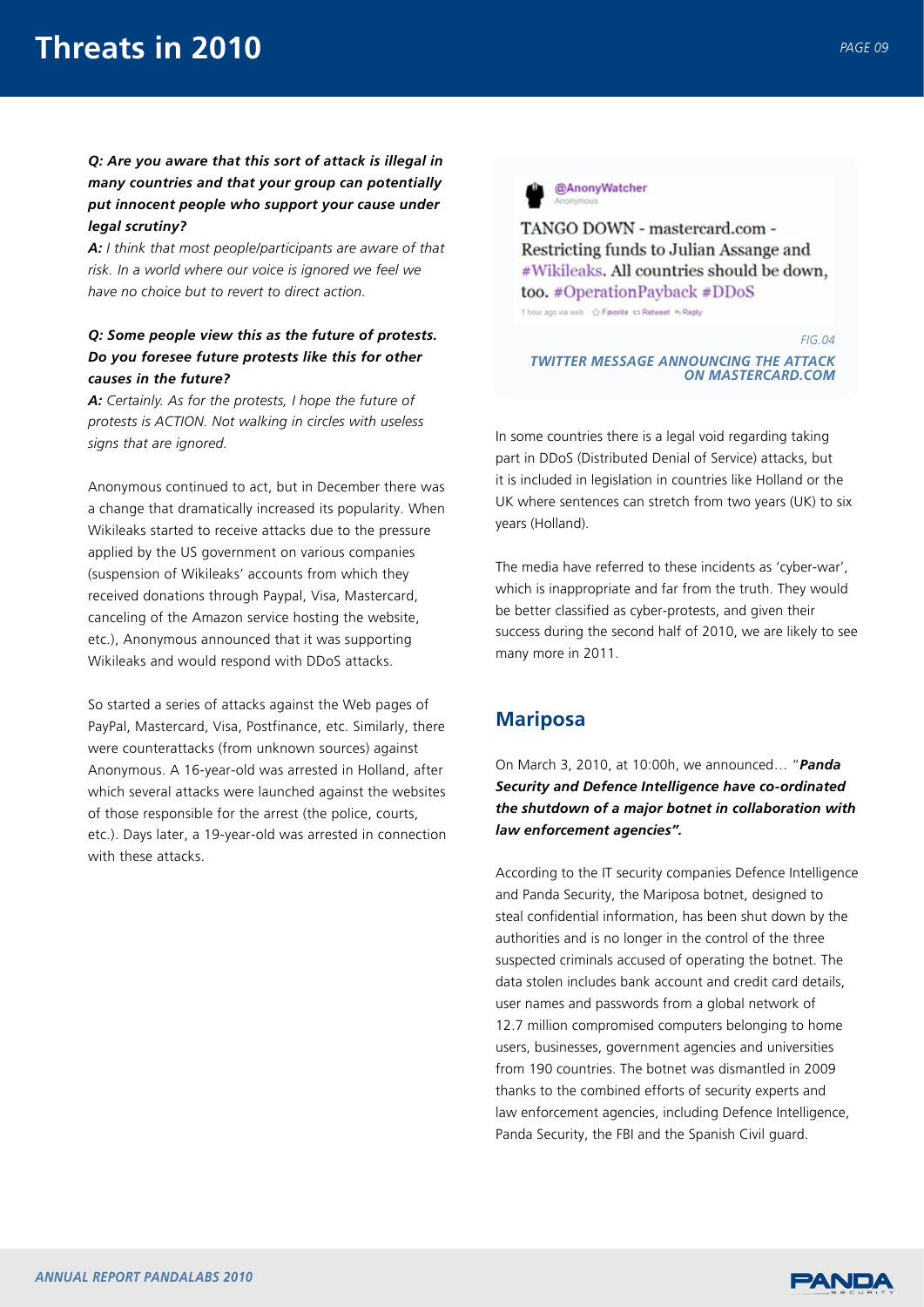***Q: Are you aware that this sort of attack is illegal in many countries and that your group can potentially put innocent people who support your cause under legal scrutiny?***

***A:*** *I think that most people/participants are aware of that risk. In a world where our voice is ignored we feel we have no choice but to revert to direct action.*

***Q: Some people view this as the future of protests. Do you foresee future protests like this for other causes in the future?***

***A:*** *Certainly. As for the protests, I hope the future of protests is ACTION. Not walking in circles with useless signs that are ignored.*

Anonymous continued to act, but in December there was a change that dramatically increased its popularity. When Wikileaks started to receive attacks due to the pressure applied by the US government on various companies (suspension of Wikileaks' accounts from which they received donations through Paypal, Visa, Mastercard, canceling of the Amazon service hosting the website, etc.), Anonymous announced that it was supporting Wikileaks and would respond with DDoS attacks.

So started a series of attacks against the Web pages of PayPal, Mastercard, Visa, Postfinance, etc. Similarly, there were counterattacks (from unknown sources) against Anonymous. A 16-year-old was arrested in Holland, after which several attacks were launched against the websites of those responsible for the arrest (the police, courts, etc.). Days later, a 19-year-old was arrested in connection with these attacks.

@AnonyWatcher
Anonymous

TANGO DOWN - mastercard.com - Restricting funds to Julian Assange and #Wikileaks. All countries should be down, too. #OperationPayback #DDoS

1 hour ago via web Favorite Retweet Reply

*FIG.04*

***TWITTER MESSAGE ANNOUNCING THE ATTACK ON MASTERCARD.COM***

In some countries there is a legal void regarding taking part in DDoS (Distributed Denial of Service) attacks, but it is included in legislation in countries like Holland or the UK where sentences can stretch from two years (UK) to six years (Holland).

The media have referred to these incidents as 'cyber-war', which is inappropriate and far from the truth. They would be better classified as cyber-protests, and given their success during the second half of 2010, we are likely to see many more in 2011.

## Mariposa

On March 3, 2010, at 10:00h, we announced… "***Panda Security and Defence Intelligence have co-ordinated the shutdown of a major botnet in collaboration with law enforcement agencies".***

According to the IT security companies Defence Intelligence and Panda Security, the Mariposa botnet, designed to steal confidential information, has been shut down by the authorities and is no longer in the control of the three suspected criminals accused of operating the botnet. The data stolen includes bank account and credit card details, user names and passwords from a global network of 12.7 million compromised computers belonging to home users, businesses, government agencies and universities from 190 countries. The botnet was dismantled in 2009 thanks to the combined efforts of security experts and law enforcement agencies, including Defence Intelligence, Panda Security, the FBI and the Spanish Civil guard.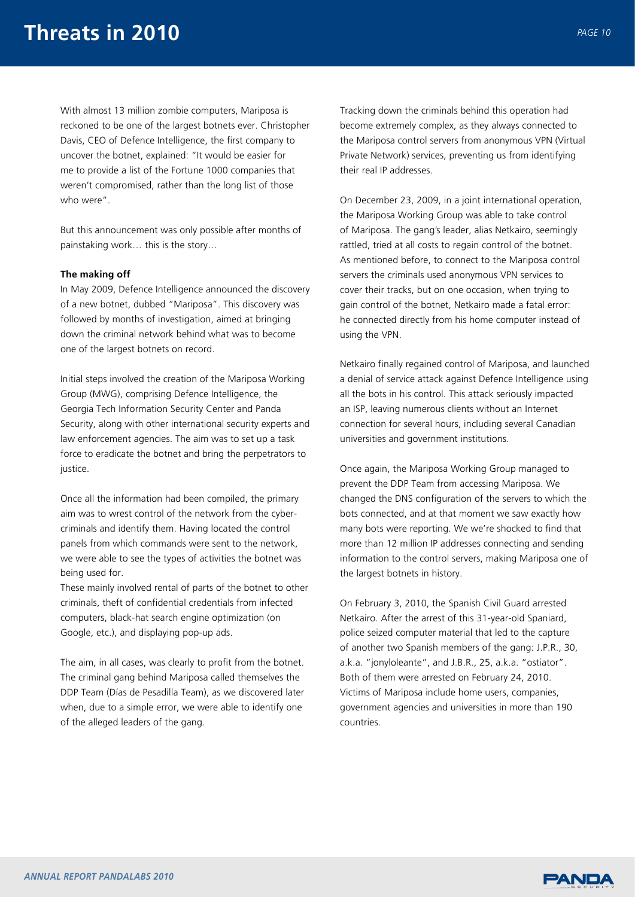With almost 13 million zombie computers, Mariposa is reckoned to be one of the largest botnets ever. Christopher Davis, CEO of Defence Intelligence, the first company to uncover the botnet, explained: "It would be easier for me to provide a list of the Fortune 1000 companies that weren't compromised, rather than the long list of those who were".

But this announcement was only possible after months of painstaking work… this is the story…

**The making off**

In May 2009, Defence Intelligence announced the discovery of a new botnet, dubbed "Mariposa". This discovery was followed by months of investigation, aimed at bringing down the criminal network behind what was to become one of the largest botnets on record.

Initial steps involved the creation of the Mariposa Working Group (MWG), comprising Defence Intelligence, the Georgia Tech Information Security Center and Panda Security, along with other international security experts and law enforcement agencies. The aim was to set up a task force to eradicate the botnet and bring the perpetrators to justice.

Once all the information had been compiled, the primary aim was to wrest control of the network from the cyber-criminals and identify them. Having located the control panels from which commands were sent to the network, we were able to see the types of activities the botnet was being used for.
These mainly involved rental of parts of the botnet to other criminals, theft of confidential credentials from infected computers, black-hat search engine optimization (on Google, etc.), and displaying pop-up ads.

The aim, in all cases, was clearly to profit from the botnet. The criminal gang behind Mariposa called themselves the DDP Team (Días de Pesadilla Team), as we discovered later when, due to a simple error, we were able to identify one of the alleged leaders of the gang.

Tracking down the criminals behind this operation had become extremely complex, as they always connected to the Mariposa control servers from anonymous VPN (Virtual Private Network) services, preventing us from identifying their real IP addresses.

On December 23, 2009, in a joint international operation, the Mariposa Working Group was able to take control of Mariposa. The gang's leader, alias Netkairo, seemingly rattled, tried at all costs to regain control of the botnet. As mentioned before, to connect to the Mariposa control servers the criminals used anonymous VPN services to cover their tracks, but on one occasion, when trying to gain control of the botnet, Netkairo made a fatal error: he connected directly from his home computer instead of using the VPN.

Netkairo finally regained control of Mariposa, and launched a denial of service attack against Defence Intelligence using all the bots in his control. This attack seriously impacted an ISP, leaving numerous clients without an Internet connection for several hours, including several Canadian universities and government institutions.

Once again, the Mariposa Working Group managed to prevent the DDP Team from accessing Mariposa. We changed the DNS configuration of the servers to which the bots connected, and at that moment we saw exactly how many bots were reporting. We we're shocked to find that more than 12 million IP addresses connecting and sending information to the control servers, making Mariposa one of the largest botnets in history.

On February 3, 2010, the Spanish Civil Guard arrested Netkairo. After the arrest of this 31-year-old Spaniard, police seized computer material that led to the capture of another two Spanish members of the gang: J.P.R., 30, a.k.a. "jonyloleante", and J.B.R., 25, a.k.a. "ostiator". Both of them were arrested on February 24, 2010. Victims of Mariposa include home users, companies, government agencies and universities in more than 190 countries.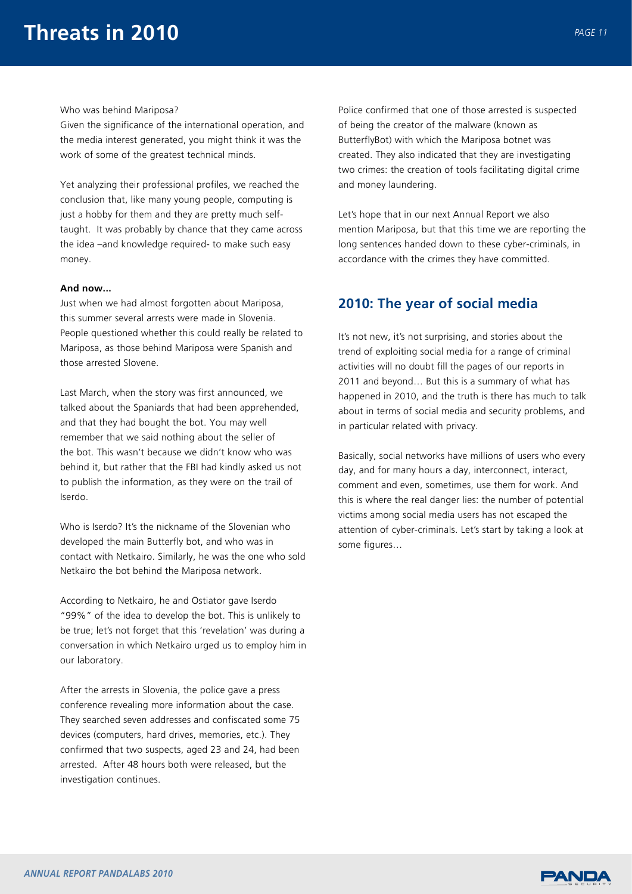Who was behind Mariposa?

Given the significance of the international operation, and the media interest generated, you might think it was the work of some of the greatest technical minds.

Yet analyzing their professional profiles, we reached the conclusion that, like many young people, computing is just a hobby for them and they are pretty much self-taught. It was probably by chance that they came across the idea –and knowledge required- to make such easy money.

**And now...**

Just when we had almost forgotten about Mariposa, this summer several arrests were made in Slovenia. People questioned whether this could really be related to Mariposa, as those behind Mariposa were Spanish and those arrested Slovene.

Last March, when the story was first announced, we talked about the Spaniards that had been apprehended, and that they had bought the bot. You may well remember that we said nothing about the seller of the bot. This wasn't because we didn't know who was behind it, but rather that the FBI had kindly asked us not to publish the information, as they were on the trail of Iserdo.

Who is Iserdo? It's the nickname of the Slovenian who developed the main Butterfly bot, and who was in contact with Netkairo. Similarly, he was the one who sold Netkairo the bot behind the Mariposa network.

According to Netkairo, he and Ostiator gave Iserdo "99%" of the idea to develop the bot. This is unlikely to be true; let's not forget that this 'revelation' was during a conversation in which Netkairo urged us to employ him in our laboratory.

After the arrests in Slovenia, the police gave a press conference revealing more information about the case. They searched seven addresses and confiscated some 75 devices (computers, hard drives, memories, etc.). They confirmed that two suspects, aged 23 and 24, had been arrested. After 48 hours both were released, but the investigation continues.

Police confirmed that one of those arrested is suspected of being the creator of the malware (known as ButterflyBot) with which the Mariposa botnet was created. They also indicated that they are investigating two crimes: the creation of tools facilitating digital crime and money laundering.

Let's hope that in our next Annual Report we also mention Mariposa, but that this time we are reporting the long sentences handed down to these cyber-criminals, in accordance with the crimes they have committed.

## 2010: The year of social media

It's not new, it's not surprising, and stories about the trend of exploiting social media for a range of criminal activities will no doubt fill the pages of our reports in 2011 and beyond… But this is a summary of what has happened in 2010, and the truth is there has much to talk about in terms of social media and security problems, and in particular related with privacy.

Basically, social networks have millions of users who every day, and for many hours a day, interconnect, interact, comment and even, sometimes, use them for work. And this is where the real danger lies: the number of potential victims among social media users has not escaped the attention of cyber-criminals. Let's start by taking a look at some figures…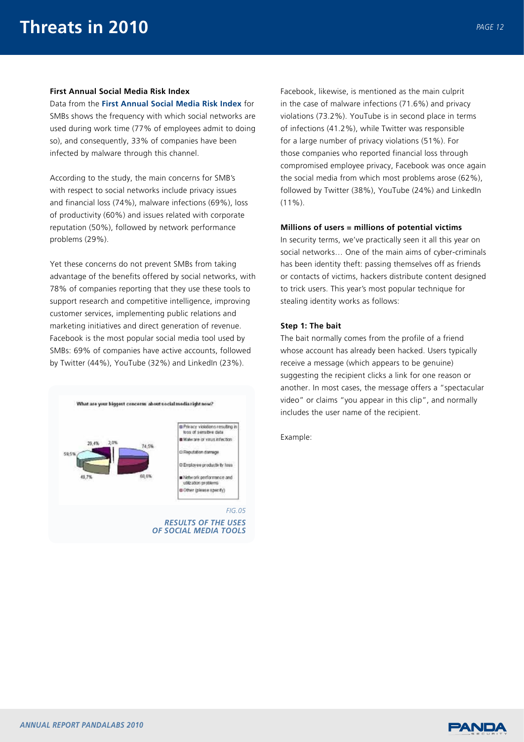### First Annual Social Media Risk Index

Data from the **First Annual Social Media Risk Index** for SMBs shows the frequency with which social networks are used during work time (77% of employees admit to doing so), and consequently, 33% of companies have been infected by malware through this channel.

According to the study, the main concerns for SMB's with respect to social networks include privacy issues and financial loss (74%), malware infections (69%), loss of productivity (60%) and issues related with corporate reputation (50%), followed by network performance problems (29%).

Yet these concerns do not prevent SMBs from taking advantage of the benefits offered by social networks, with 78% of companies reporting that they use these tools to support research and competitive intelligence, improving customer services, implementing public relations and marketing initiatives and direct generation of revenue. Facebook is the most popular social media tool used by SMBs: 69% of companies have active accounts, followed by Twitter (44%), YouTube (32%) and LinkedIn (23%).

What are your biggest concerns about social media right now?

- Privacy violations resulting in loss of sensitive data: 74,5%
- Malware or virus infection: 60,6%
- Reputation damage: 48,7%
- Employee productivity loss: 59,5%
- Network performance and utilization problems: 29,4%
- Other (please specify): 2,0%

*FIG.05*

***RESULTS OF THE USES OF SOCIAL MEDIA TOOLS***

Facebook, likewise, is mentioned as the main culprit in the case of malware infections (71.6%) and privacy violations (73.2%). YouTube is in second place in terms of infections (41.2%), while Twitter was responsible for a large number of privacy violations (51%). For those companies who reported financial loss through compromised employee privacy, Facebook was once again the social media from which most problems arose (62%), followed by Twitter (38%), YouTube (24%) and LinkedIn (11%).

### Millions of users = millions of potential victims

In security terms, we've practically seen it all this year on social networks… One of the main aims of cyber-criminals has been identity theft: passing themselves off as friends or contacts of victims, hackers distribute content designed to trick users. This year's most popular technique for stealing identity works as follows:

### Step 1: The bait

The bait normally comes from the profile of a friend whose account has already been hacked. Users typically receive a message (which appears to be genuine) suggesting the recipient clicks a link for one reason or another. In most cases, the message offers a "spectacular video" or claims "you appear in this clip", and normally includes the user name of the recipient.

Example: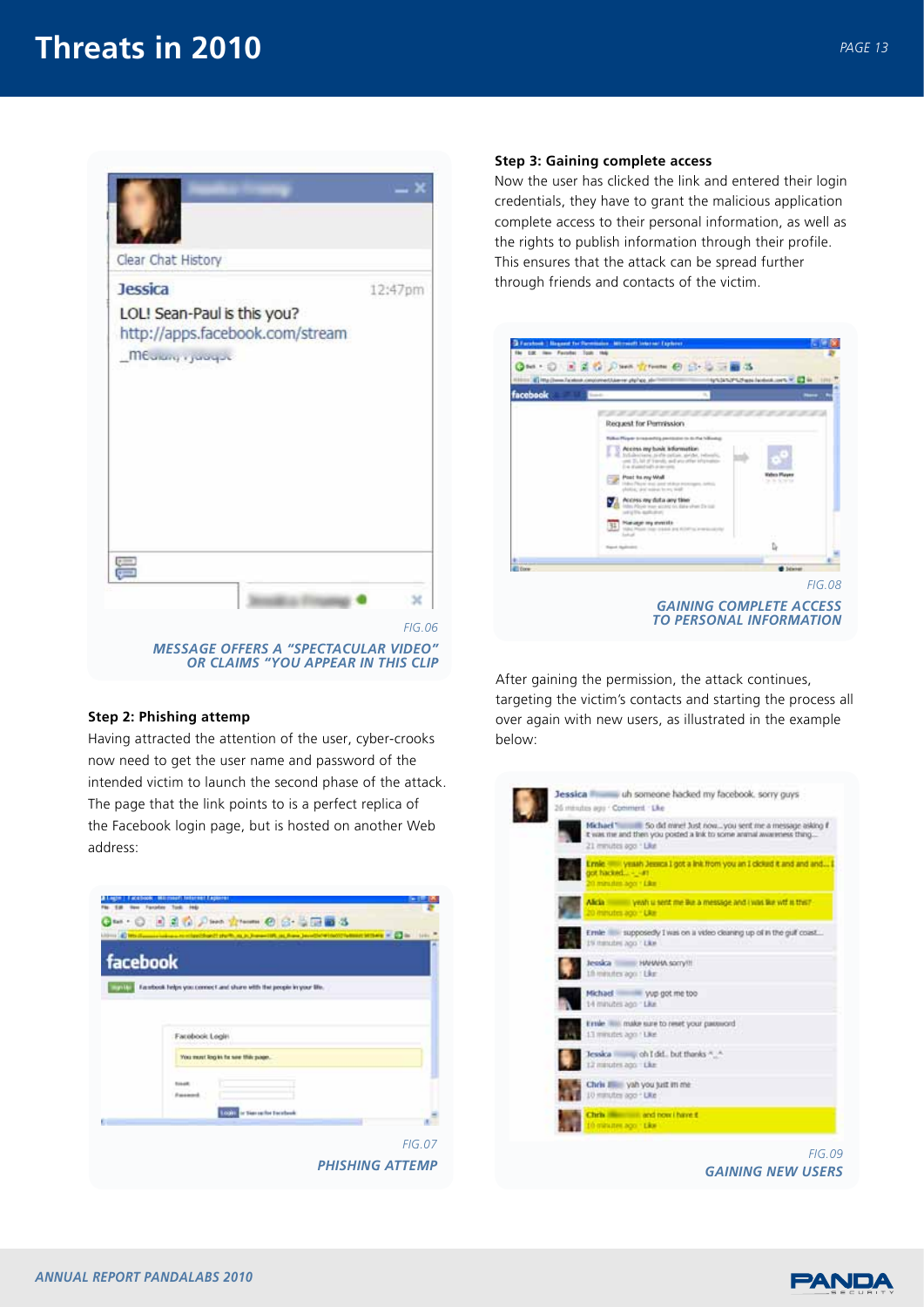Jessica 12:47pm

LOL! Sean-Paul is this you?
http://apps.facebook.com/stream

FIG.06

*MESSAGE OFFERS A "SPECTACULAR VIDEO" OR CLAIMS "YOU APPEAR IN THIS CLIP*

**Step 2: Phishing attemp**

Having attracted the attention of the user, cyber-crooks now need to get the user name and password of the intended victim to launch the second phase of the attack. The page that the link points to is a perfect replica of the Facebook login page, but is hosted on another Web address:

FIG.07

*PHISHING ATTEMP*

**Step 3: Gaining complete access**

Now the user has clicked the link and entered their login credentials, they have to grant the malicious application complete access to their personal information, as well as the rights to publish information through their profile. This ensures that the attack can be spread further through friends and contacts of the victim.

FIG.08

*GAINING COMPLETE ACCESS TO PERSONAL INFORMATION*

After gaining the permission, the attack continues, targeting the victim's contacts and starting the process all over again with new users, as illustrated in the example below:

FIG.09

*GAINING NEW USERS*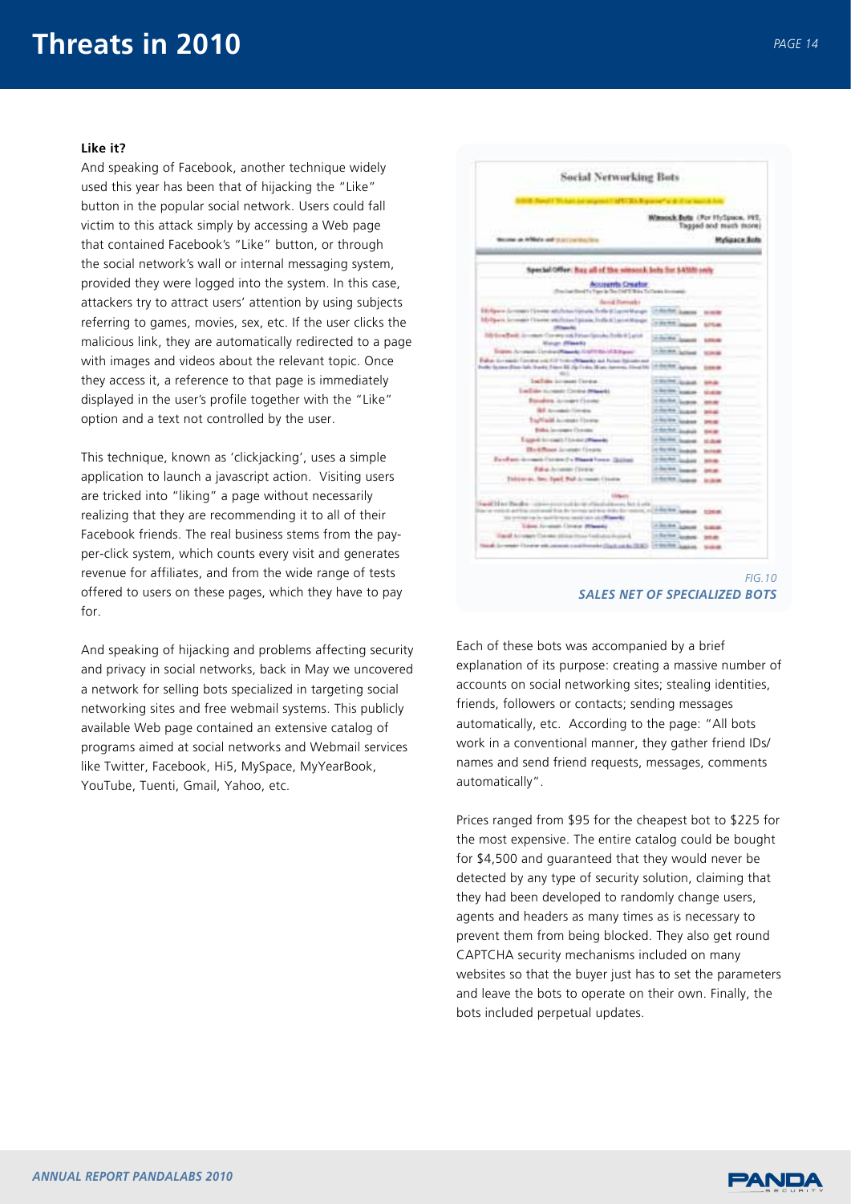### Like it?

And speaking of Facebook, another technique widely used this year has been that of hijacking the "Like" button in the popular social network. Users could fall victim to this attack simply by accessing a Web page that contained Facebook's "Like" button, or through the social network's wall or internal messaging system, provided they were logged into the system. In this case, attackers try to attract users' attention by using subjects referring to games, movies, sex, etc. If the user clicks the malicious link, they are automatically redirected to a page with images and videos about the relevant topic. Once they access it, a reference to that page is immediately displayed in the user's profile together with the "Like" option and a text not controlled by the user.

This technique, known as 'clickjacking', uses a simple application to launch a javascript action. Visiting users are tricked into "liking" a page without necessarily realizing that they are recommending it to all of their Facebook friends. The real business stems from the pay-per-click system, which counts every visit and generates revenue for affiliates, and from the wide range of tests offered to users on these pages, which they have to pay for.

And speaking of hijacking and problems affecting security and privacy in social networks, back in May we uncovered a network for selling bots specialized in targeting social networking sites and free webmail systems. This publicly available Web page contained an extensive catalog of programs aimed at social networks and Webmail services like Twitter, Facebook, Hi5, MySpace, MyYearBook, YouTube, Tuenti, Gmail, Yahoo, etc.

*FIG.10*
*SALES NET OF SPECIALIZED BOTS*

Each of these bots was accompanied by a brief explanation of its purpose: creating a massive number of accounts on social networking sites; stealing identities, friends, followers or contacts; sending messages automatically, etc. According to the page: "All bots work in a conventional manner, they gather friend IDs/names and send friend requests, messages, comments automatically".

Prices ranged from $95 for the cheapest bot to $225 for the most expensive. The entire catalog could be bought for $4,500 and guaranteed that they would never be detected by any type of security solution, claiming that they had been developed to randomly change users, agents and headers as many times as is necessary to prevent them from being blocked. They also get round CAPTCHA security mechanisms included on many websites so that the buyer just has to set the parameters and leave the bots to operate on their own. Finally, the bots included perpetual updates.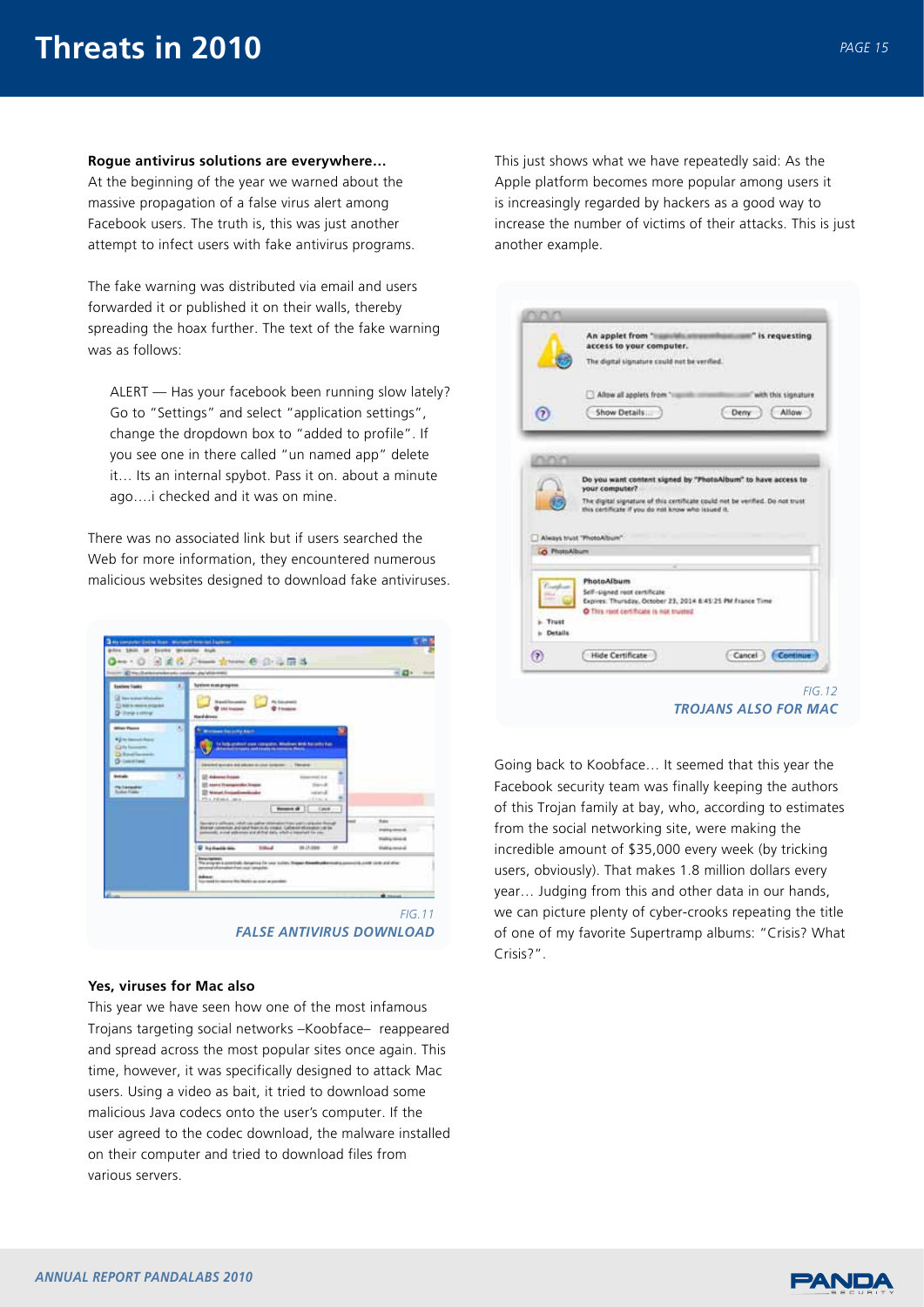**Rogue antivirus solutions are everywhere…**

At the beginning of the year we warned about the massive propagation of a false virus alert among Facebook users. The truth is, this was just another attempt to infect users with fake antivirus programs.

The fake warning was distributed via email and users forwarded it or published it on their walls, thereby spreading the hoax further. The text of the fake warning was as follows:

> ALERT — Has your facebook been running slow lately? Go to "Settings" and select "application settings", change the dropdown box to "added to profile". If you see one in there called "un named app" delete it… Its an internal spybot. Pass it on. about a minute ago….i checked and it was on mine.

There was no associated link but if users searched the Web for more information, they encountered numerous malicious websites designed to download fake antiviruses.

FIG. 11
*FALSE ANTIVIRUS DOWNLOAD*

**Yes, viruses for Mac also**

This year we have seen how one of the most infamous Trojans targeting social networks –Koobface– reappeared and spread across the most popular sites once again. This time, however, it was specifically designed to attack Mac users. Using a video as bait, it tried to download some malicious Java codecs onto the user's computer. If the user agreed to the codec download, the malware installed on their computer and tried to download files from various servers.

This just shows what we have repeatedly said: As the Apple platform becomes more popular among users it is increasingly regarded by hackers as a good way to increase the number of victims of their attacks. This is just another example.

FIG. 12
*TROJANS ALSO FOR MAC*

Going back to Koobface… It seemed that this year the Facebook security team was finally keeping the authors of this Trojan family at bay, who, according to estimates from the social networking site, were making the incredible amount of $35,000 every week (by tricking users, obviously). That makes 1.8 million dollars every year… Judging from this and other data in our hands, we can picture plenty of cyber-crooks repeating the title of one of my favorite Supertramp albums: "Crisis? What Crisis?".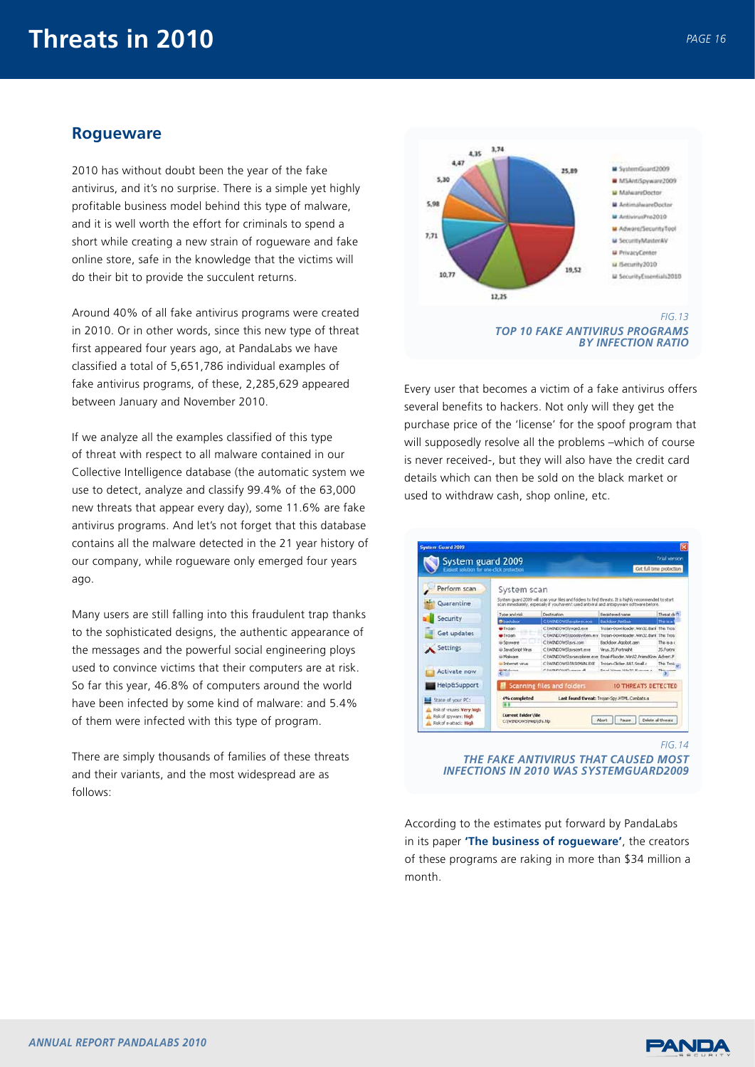## Rogueware

2010 has without doubt been the year of the fake antivirus, and it's no surprise. There is a simple yet highly profitable business model behind this type of malware, and it is well worth the effort for criminals to spend a short while creating a new strain of rogueware and fake online store, safe in the knowledge that the victims will do their bit to provide the succulent returns.

Around 40% of all fake antivirus programs were created in 2010. Or in other words, since this new type of threat first appeared four years ago, at PandaLabs we have classified a total of 5,651,786 individual examples of fake antivirus programs, of these, 2,285,629 appeared between January and November 2010.

If we analyze all the examples classified of this type of threat with respect to all malware contained in our Collective Intelligence database (the automatic system we use to detect, analyze and classify 99.4% of the 63,000 new threats that appear every day), some 11.6% are fake antivirus programs. And let's not forget that this database contains all the malware detected in the 21 year history of our company, while rogueware only emerged four years ago.

Many users are still falling into this fraudulent trap thanks to the sophisticated designs, the authentic appearance of the messages and the powerful social engineering ploys used to convince victims that their computers are at risk. So far this year, 46.8% of computers around the world have been infected by some kind of malware: and 5.4% of them were infected with this type of program.

There are simply thousands of families of these threats and their variants, and the most widespread are as follows:

| Program | % |
|---|---|
| SystemGuard2009 | 25,89 |
| MSAntiSpyware2009 | 19,52 |
| MalwareDoctor | 12,25 |
| AntimalwareDoctor | 10,77 |
| AntivirusPro2010 | 7,71 |
| Adware/SecurityTool | 5,98 |
| SecurityMasterAV | 5,30 |
| PrivacyCenter | 4,47 |
| ISecurity2010 | 4,35 |
| SecurityEssentials2010 | 3,74 |

*FIG.13*
***TOP 10 FAKE ANTIVIRUS PROGRAMS BY INFECTION RATIO***

Every user that becomes a victim of a fake antivirus offers several benefits to hackers. Not only will they get the purchase price of the 'license' for the spoof program that will supposedly resolve all the problems –which of course is never received-, but they will also have the credit card details which can then be sold on the black market or used to withdraw cash, shop online, etc.

*FIG.14*
***THE FAKE ANTIVIRUS THAT CAUSED MOST INFECTIONS IN 2010 WAS SYSTEMGUARD2009***

According to the estimates put forward by PandaLabs in its paper **'The business of rogueware'**, the creators of these programs are raking in more than $34 million a month.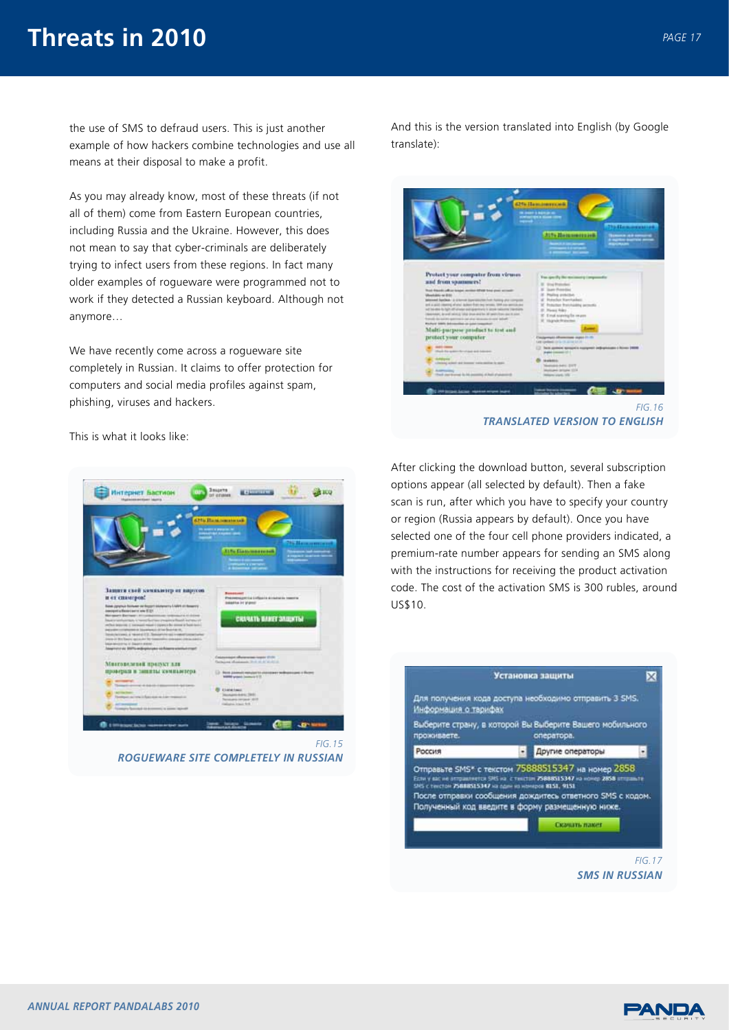the use of SMS to defraud users. This is just another example of how hackers combine technologies and use all means at their disposal to make a profit.

As you may already know, most of these threats (if not all of them) come from Eastern European countries, including Russia and the Ukraine. However, this does not mean to say that cyber-criminals are deliberately trying to infect users from these regions. In fact many older examples of rogueware were programmed not to work if they detected a Russian keyboard. Although not anymore…

We have recently come across a rogueware site completely in Russian. It claims to offer protection for computers and social media profiles against spam, phishing, viruses and hackers.

This is what it looks like:

FIG.15
*ROGUEWARE SITE COMPLETELY IN RUSSIAN*

And this is the version translated into English (by Google translate):

FIG.16
*TRANSLATED VERSION TO ENGLISH*

After clicking the download button, several subscription options appear (all selected by default). Then a fake scan is run, after which you have to specify your country or region (Russia appears by default). Once you have selected one of the four cell phone providers indicated, a premium-rate number appears for sending an SMS along with the instructions for receiving the product activation code. The cost of the activation SMS is 300 rubles, around US$10.

FIG.17
*SMS IN RUSSIAN*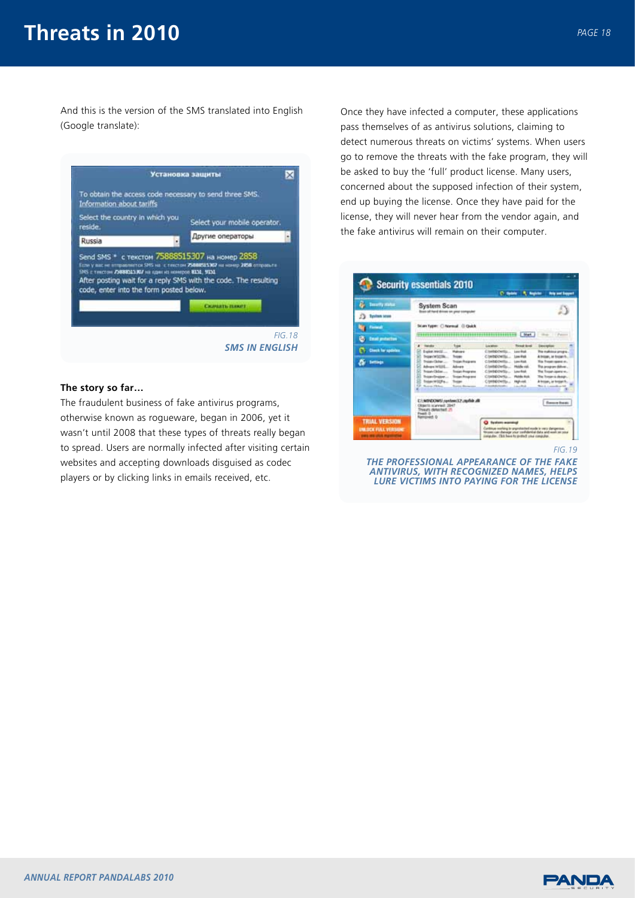And this is the version of the SMS translated into English (Google translate):

FIG.18
**SMS IN ENGLISH**

**The story so far…**

The fraudulent business of fake antivirus programs, otherwise known as rogueware, began in 2006, yet it wasn't until 2008 that these types of threats really began to spread. Users are normally infected after visiting certain websites and accepting downloads disguised as codec players or by clicking links in emails received, etc.

Once they have infected a computer, these applications pass themselves of as antivirus solutions, claiming to detect numerous threats on victims' systems. When users go to remove the threats with the fake program, they will be asked to buy the 'full' product license. Many users, concerned about the supposed infection of their system, end up buying the license. Once they have paid for the license, they will never hear from the vendor again, and the fake antivirus will remain on their computer.

FIG.19
**THE PROFESSIONAL APPEARANCE OF THE FAKE ANTIVIRUS, WITH RECOGNIZED NAMES, HELPS LURE VICTIMS INTO PAYING FOR THE LICENSE**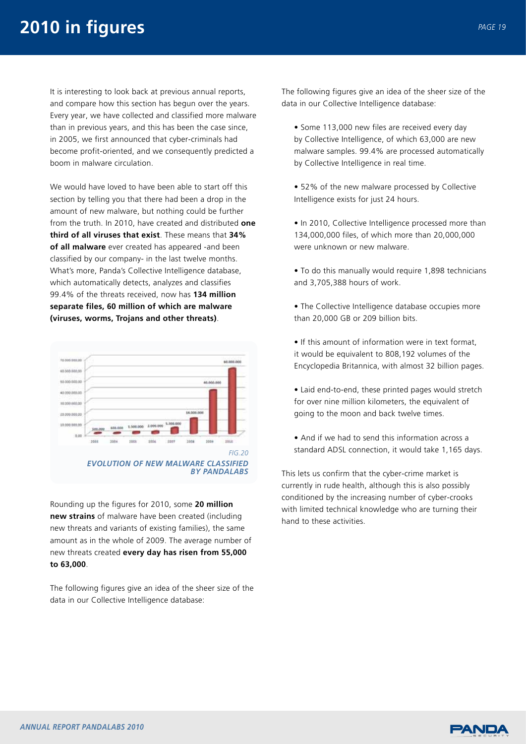# 2010 in figures

It is interesting to look back at previous annual reports, and compare how this section has begun over the years. Every year, we have collected and classified more malware than in previous years, and this has been the case since, in 2005, we first announced that cyber-criminals had become profit-oriented, and we consequently predicted a boom in malware circulation.

We would have loved to have been able to start off this section by telling you that there had been a drop in the amount of new malware, but nothing could be further from the truth. In 2010, have created and distributed **one third of all viruses that exist**. These means that **34% of all malware** ever created has appeared -and been classified by our company- in the last twelve months. What's more, Panda's Collective Intelligence database, which automatically detects, analyzes and classifies 99.4% of the threats received, now has **134 million separate files, 60 million of which are malware (viruses, worms, Trojans and other threats)**.

*FIG.20*
***EVOLUTION OF NEW MALWARE CLASSIFIED BY PANDALABS***

Rounding up the figures for 2010, some **20 million new strains** of malware have been created (including new threats and variants of existing families), the same amount as in the whole of 2009. The average number of new threats created **every day has risen from 55,000 to 63,000**.

The following figures give an idea of the sheer size of the data in our Collective Intelligence database:

- Some 113,000 new files are received every day by Collective Intelligence, of which 63,000 are new malware samples. 99.4% are processed automatically by Collective Intelligence in real time.
- 52% of the new malware processed by Collective Intelligence exists for just 24 hours.
- In 2010, Collective Intelligence processed more than 134,000,000 files, of which more than 20,000,000 were unknown or new malware.
- To do this manually would require 1,898 technicians and 3,705,388 hours of work.
- The Collective Intelligence database occupies more than 20,000 GB or 209 billion bits.
- If this amount of information were in text format, it would be equivalent to 808,192 volumes of the Encyclopedia Britannica, with almost 32 billion pages.
- Laid end-to-end, these printed pages would stretch for over nine million kilometers, the equivalent of going to the moon and back twelve times.
- And if we had to send this information across a standard ADSL connection, it would take 1,165 days.

This lets us confirm that the cyber-crime market is currently in rude health, although this is also possibly conditioned by the increasing number of cyber-crooks with limited technical knowledge who are turning their hand to these activities.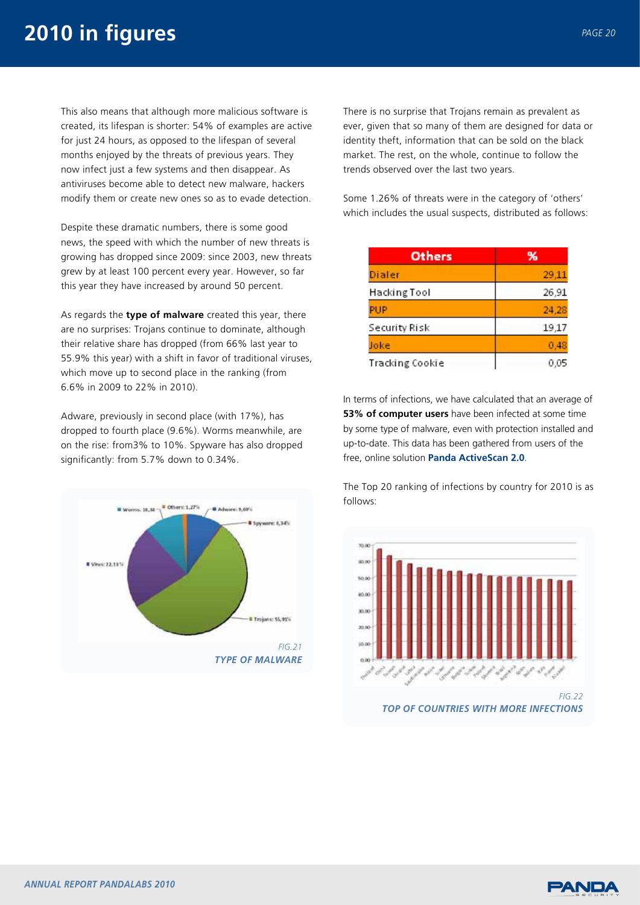This also means that although more malicious software is created, its lifespan is shorter: 54% of examples are active for just 24 hours, as opposed to the lifespan of several months enjoyed by the threats of previous years. They now infect just a few systems and then disappear. As antiviruses become able to detect new malware, hackers modify them or create new ones so as to evade detection.

Despite these dramatic numbers, there is some good news, the speed with which the number of new threats is growing has dropped since 2009: since 2003, new threats grew by at least 100 percent every year. However, so far this year they have increased by around 50 percent.

As regards the **type of malware** created this year, there are no surprises: Trojans continue to dominate, although their relative share has dropped (from 66% last year to 55.9% this year) with a shift in favor of traditional viruses, which move up to second place in the ranking (from 6.6% in 2009 to 22% in 2010).

Adware, previously in second place (with 17%), has dropped to fourth place (9.6%). Worms meanwhile, are on the rise: from3% to 10%. Spyware has also dropped significantly: from 5.7% down to 0.34%.

*FIG.21*
***TYPE OF MALWARE***

There is no surprise that Trojans remain as prevalent as ever, given that so many of them are designed for data or identity theft, information that can be sold on the black market. The rest, on the whole, continue to follow the trends observed over the last two years.

Some 1.26% of threats were in the category of 'others' which includes the usual suspects, distributed as follows:

| Others | % |
|---|---|
| Dialer | 29,11 |
| Hacking Tool | 26,91 |
| PUP | 24,28 |
| Security Risk | 19,17 |
| Joke | 0,48 |
| Tracking Cookie | 0,05 |

In terms of infections, we have calculated that an average of **53% of computer users** have been infected at some time by some type of malware, even with protection installed and up-to-date. This data has been gathered from users of the free, online solution **Panda ActiveScan 2.0**.

The Top 20 ranking of infections by country for 2010 is as follows:

*FIG.22*
***TOP OF COUNTRIES WITH MORE INFECTIONS***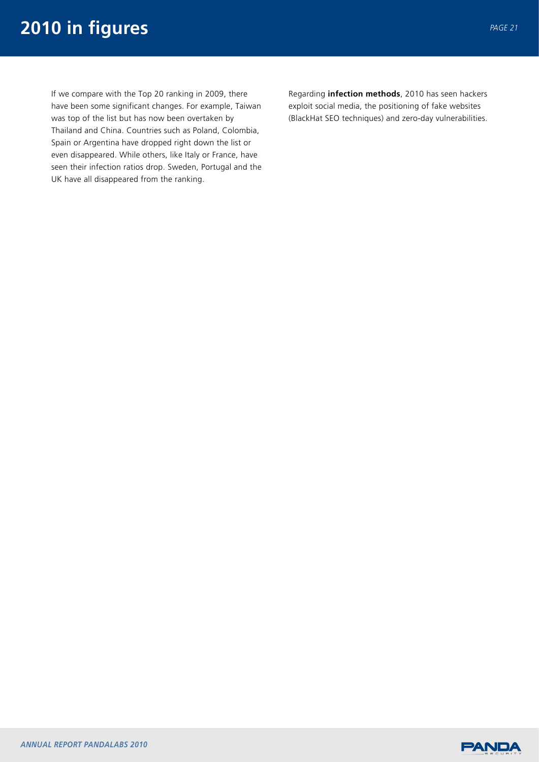If we compare with the Top 20 ranking in 2009, there have been some significant changes. For example, Taiwan was top of the list but has now been overtaken by Thailand and China. Countries such as Poland, Colombia, Spain or Argentina have dropped right down the list or even disappeared. While others, like Italy or France, have seen their infection ratios drop. Sweden, Portugal and the UK have all disappeared from the ranking.

Regarding **infection methods**, 2010 has seen hackers exploit social media, the positioning of fake websites (BlackHat SEO techniques) and zero-day vulnerabilities.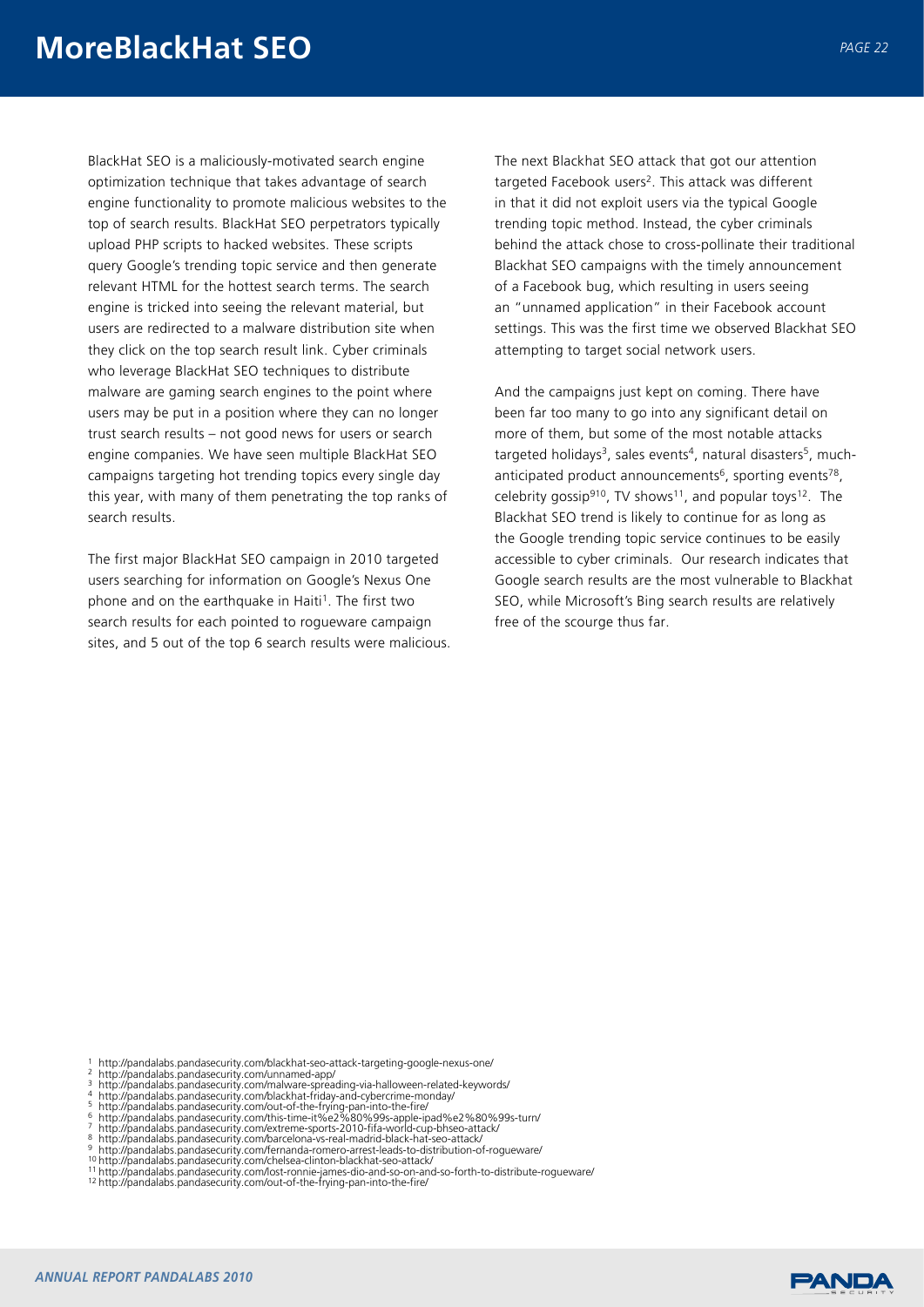# MoreBlackHat SEO

BlackHat SEO is a maliciously-motivated search engine optimization technique that takes advantage of search engine functionality to promote malicious websites to the top of search results. BlackHat SEO perpetrators typically upload PHP scripts to hacked websites. These scripts query Google's trending topic service and then generate relevant HTML for the hottest search terms. The search engine is tricked into seeing the relevant material, but users are redirected to a malware distribution site when they click on the top search result link. Cyber criminals who leverage BlackHat SEO techniques to distribute malware are gaming search engines to the point where users may be put in a position where they can no longer trust search results – not good news for users or search engine companies. We have seen multiple BlackHat SEO campaigns targeting hot trending topics every single day this year, with many of them penetrating the top ranks of search results.

The first major BlackHat SEO campaign in 2010 targeted users searching for information on Google's Nexus One phone and on the earthquake in Haiti[1]. The first two search results for each pointed to rogueware campaign sites, and 5 out of the top 6 search results were malicious.

The next Blackhat SEO attack that got our attention targeted Facebook users[2]. This attack was different in that it did not exploit users via the typical Google trending topic method. Instead, the cyber criminals behind the attack chose to cross-pollinate their traditional Blackhat SEO campaigns with the timely announcement of a Facebook bug, which resulting in users seeing an "unnamed application" in their Facebook account settings. This was the first time we observed Blackhat SEO attempting to target social network users.

And the campaigns just kept on coming. There have been far too many to go into any significant detail on more of them, but some of the most notable attacks targeted holidays[3], sales events[4], natural disasters[5], much-anticipated product announcements[6], sporting events[7][8], celebrity gossip[9][10], TV shows[11], and popular toys[12]. The Blackhat SEO trend is likely to continue for as long as the Google trending topic service continues to be easily accessible to cyber criminals. Our research indicates that Google search results are the most vulnerable to Blackhat SEO, while Microsoft's Bing search results are relatively free of the scourge thus far.

1 http://pandalabs.pandasecurity.com/blackhat-seo-attack-targeting-google-nexus-one/
2 http://pandalabs.pandasecurity.com/unnamed-app/
3 http://pandalabs.pandasecurity.com/malware-spreading-via-halloween-related-keywords/
4 http://pandalabs.pandasecurity.com/blackhat-friday-and-cybercrime-monday/
5 http://pandalabs.pandasecurity.com/out-of-the-frying-pan-into-the-fire/
6 http://pandalabs.pandasecurity.com/this-time-it%e2%80%99s-apple-ipad%e2%80%99s-turn/
7 http://pandalabs.pandasecurity.com/extreme-sports-2010-fifa-world-cup-bhseo-attack/
8 http://pandalabs.pandasecurity.com/barcelona-vs-real-madrid-black-hat-seo-attack/
9 http://pandalabs.pandasecurity.com/fernanda-romero-arrest-leads-to-distribution-of-rogueware/
10 http://pandalabs.pandasecurity.com/chelsea-clinton-blackhat-seo-attack/
11 http://pandalabs.pandasecurity.com/lost-ronnie-james-dio-and-so-on-and-so-forth-to-distribute-rogueware/
12 http://pandalabs.pandasecurity.com/out-of-the-frying-pan-into-the-fire/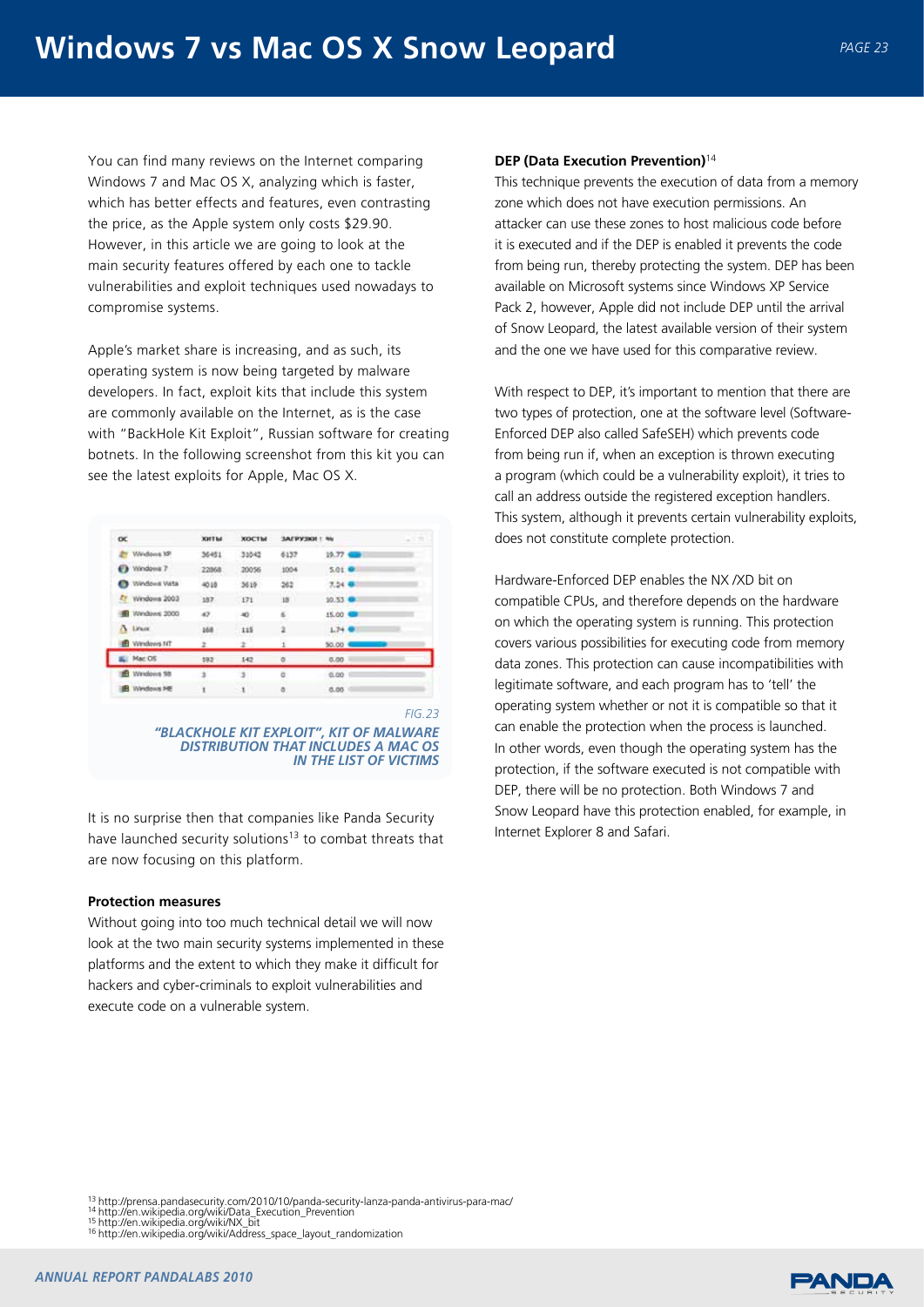You can find many reviews on the Internet comparing Windows 7 and Mac OS X, analyzing which is faster, which has better effects and features, even contrasting the price, as the Apple system only costs $29.90. However, in this article we are going to look at the main security features offered by each one to tackle vulnerabilities and exploit techniques used nowadays to compromise systems.

Apple's market share is increasing, and as such, its operating system is now being targeted by malware developers. In fact, exploit kits that include this system are commonly available on the Internet, as is the case with "BackHole Kit Exploit", Russian software for creating botnets. In the following screenshot from this kit you can see the latest exploits for Apple, Mac OS X.

| ОС | ХИТЫ | ХОСТЫ | ЗАГРУЗКИ | % |
|---|---|---|---|---|
| Windows XP | 36451 | 31042 | 6137 | 19.77 |
| Windows 7 | 22868 | 20056 | 1004 | 5.01 |
| Windows Vista | 4018 | 3619 | 262 | 7.24 |
| Windows 2003 | 187 | 171 | 18 | 10.53 |
| Windows 2000 | 47 | 40 | 6 | 15.00 |
| Linux | 168 | 115 | 2 | 1.74 |
| Windows NT | 2 | 2 | 1 | 50.00 |
| Mac OS | 193 | 142 | 0 | 0.00 |
| Windows 98 | 3 | 3 | 0 | 0.00 |
| Windows ME | 1 | 1 | 0 | 0.00 |

*FIG.23*

***"BLACKHOLE KIT EXPLOIT", KIT OF MALWARE DISTRIBUTION THAT INCLUDES A MAC OS IN THE LIST OF VICTIMS***

It is no surprise then that companies like Panda Security have launched security solutions[13] to combat threats that are now focusing on this platform.

**Protection measures**

Without going into too much technical detail we will now look at the two main security systems implemented in these platforms and the extent to which they make it difficult for hackers and cyber-criminals to exploit vulnerabilities and execute code on a vulnerable system.

**DEP (Data Execution Prevention)**[14]

This technique prevents the execution of data from a memory zone which does not have execution permissions. An attacker can use these zones to host malicious code before it is executed and if the DEP is enabled it prevents the code from being run, thereby protecting the system. DEP has been available on Microsoft systems since Windows XP Service Pack 2, however, Apple did not include DEP until the arrival of Snow Leopard, the latest available version of their system and the one we have used for this comparative review.

With respect to DEP, it's important to mention that there are two types of protection, one at the software level (Software-Enforced DEP also called SafeSEH) which prevents code from being run if, when an exception is thrown executing a program (which could be a vulnerability exploit), it tries to call an address outside the registered exception handlers. This system, although it prevents certain vulnerability exploits, does not constitute complete protection.

Hardware-Enforced DEP enables the NX /XD bit on compatible CPUs, and therefore depends on the hardware on which the operating system is running. This protection covers various possibilities for executing code from memory data zones. This protection can cause incompatibilities with legitimate software, and each program has to 'tell' the operating system whether or not it is compatible so that it can enable the protection when the process is launched. In other words, even though the operating system has the protection, if the software executed is not compatible with DEP, there will be no protection. Both Windows 7 and Snow Leopard have this protection enabled, for example, in Internet Explorer 8 and Safari.

[13] http://prensa.pandasecurity.com/2010/10/panda-security-lanza-panda-antivirus-para-mac/
[14] http://en.wikipedia.org/wiki/Data_Execution_Prevention
[15] http://en.wikipedia.org/wiki/NX_bit
[16] http://en.wikipedia.org/wiki/Address_space_layout_randomization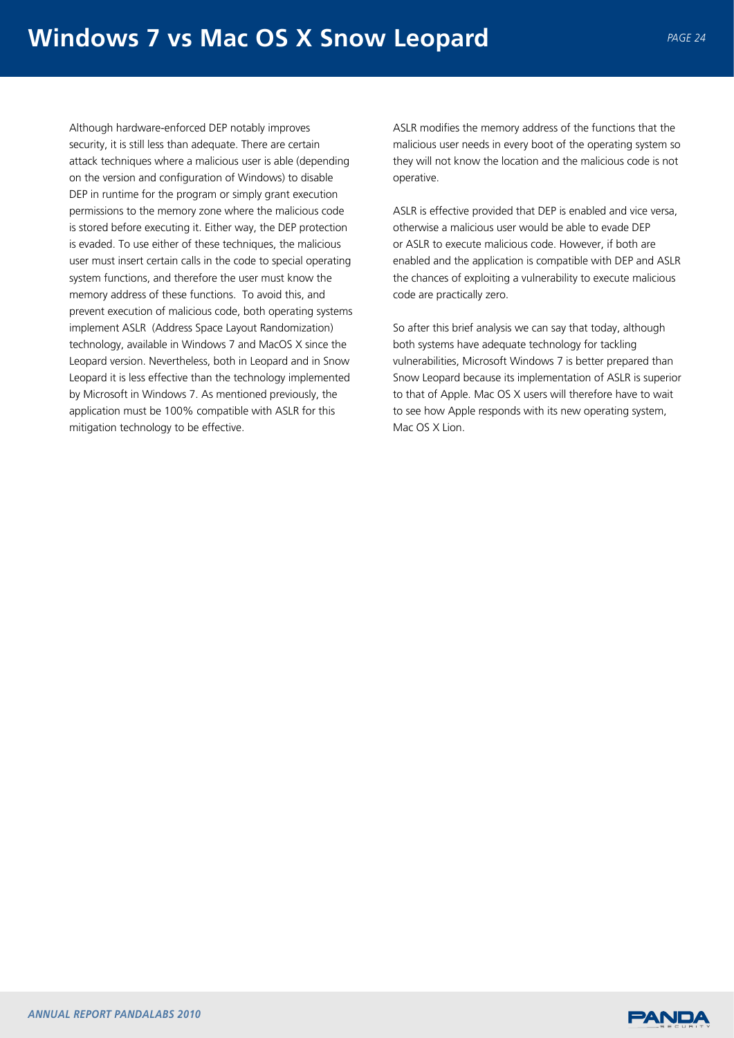Although hardware-enforced DEP notably improves security, it is still less than adequate. There are certain attack techniques where a malicious user is able (depending on the version and configuration of Windows) to disable DEP in runtime for the program or simply grant execution permissions to the memory zone where the malicious code is stored before executing it. Either way, the DEP protection is evaded. To use either of these techniques, the malicious user must insert certain calls in the code to special operating system functions, and therefore the user must know the memory address of these functions. To avoid this, and prevent execution of malicious code, both operating systems implement ASLR (Address Space Layout Randomization) technology, available in Windows 7 and MacOS X since the Leopard version. Nevertheless, both in Leopard and in Snow Leopard it is less effective than the technology implemented by Microsoft in Windows 7. As mentioned previously, the application must be 100% compatible with ASLR for this mitigation technology to be effective.

ASLR modifies the memory address of the functions that the malicious user needs in every boot of the operating system so they will not know the location and the malicious code is not operative.

ASLR is effective provided that DEP is enabled and vice versa, otherwise a malicious user would be able to evade DEP or ASLR to execute malicious code. However, if both are enabled and the application is compatible with DEP and ASLR the chances of exploiting a vulnerability to execute malicious code are practically zero.

So after this brief analysis we can say that today, although both systems have adequate technology for tackling vulnerabilities, Microsoft Windows 7 is better prepared than Snow Leopard because its implementation of ASLR is superior to that of Apple. Mac OS X users will therefore have to wait to see how Apple responds with its new operating system, Mac OS X Lion.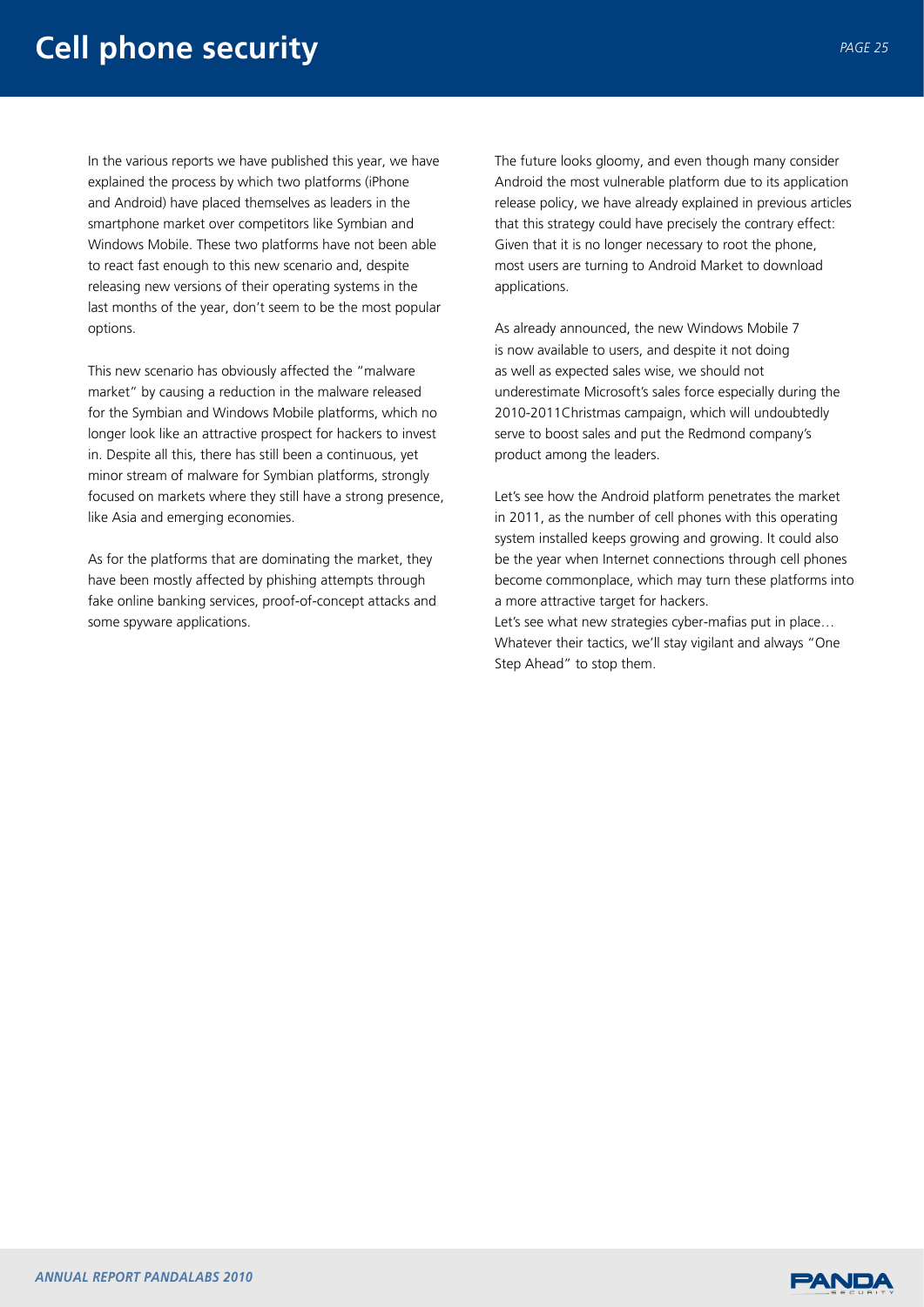# Cell phone security

In the various reports we have published this year, we have explained the process by which two platforms (iPhone and Android) have placed themselves as leaders in the smartphone market over competitors like Symbian and Windows Mobile. These two platforms have not been able to react fast enough to this new scenario and, despite releasing new versions of their operating systems in the last months of the year, don't seem to be the most popular options.

This new scenario has obviously affected the "malware market" by causing a reduction in the malware released for the Symbian and Windows Mobile platforms, which no longer look like an attractive prospect for hackers to invest in. Despite all this, there has still been a continuous, yet minor stream of malware for Symbian platforms, strongly focused on markets where they still have a strong presence, like Asia and emerging economies.

As for the platforms that are dominating the market, they have been mostly affected by phishing attempts through fake online banking services, proof-of-concept attacks and some spyware applications.

The future looks gloomy, and even though many consider Android the most vulnerable platform due to its application release policy, we have already explained in previous articles that this strategy could have precisely the contrary effect: Given that it is no longer necessary to root the phone, most users are turning to Android Market to download applications.

As already announced, the new Windows Mobile 7 is now available to users, and despite it not doing as well as expected sales wise, we should not underestimate Microsoft's sales force especially during the 2010-2011Christmas campaign, which will undoubtedly serve to boost sales and put the Redmond company's product among the leaders.

Let's see how the Android platform penetrates the market in 2011, as the number of cell phones with this operating system installed keeps growing and growing. It could also be the year when Internet connections through cell phones become commonplace, which may turn these platforms into a more attractive target for hackers.

Let's see what new strategies cyber-mafias put in place… Whatever their tactics, we'll stay vigilant and always "One Step Ahead" to stop them.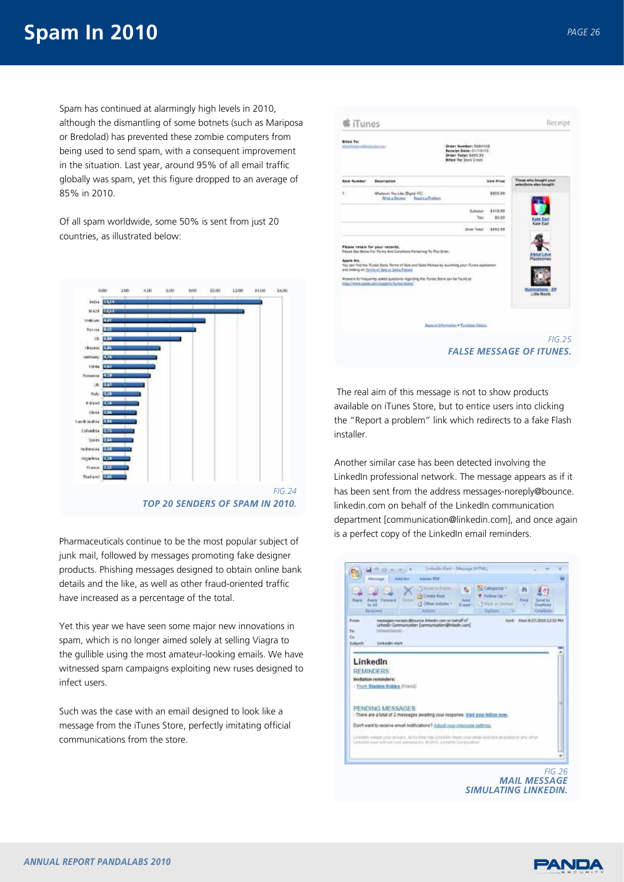Spam has continued at alarmingly high levels in 2010, although the dismantling of some botnets (such as Mariposa or Bredolad) has prevented these zombie computers from being used to send spam, with a consequent improvement in the situation. Last year, around 95% of all email traffic globally was spam, yet this figure dropped to an average of 85% in 2010.

Of all spam worldwide, some 50% is sent from just 20 countries, as illustrated below:

*FIG.24*
***TOP 20 SENDERS OF SPAM IN 2010.***

Pharmaceuticals continue to be the most popular subject of junk mail, followed by messages promoting fake designer products. Phishing messages designed to obtain online bank details and the like, as well as other fraud-oriented traffic have increased as a percentage of the total.

Yet this year we have seen some major new innovations in spam, which is no longer aimed solely at selling Viagra to the gullible using the most amateur-looking emails. We have witnessed spam campaigns exploiting new ruses designed to infect users.

Such was the case with an email designed to look like a message from the iTunes Store, perfectly imitating official communications from the store.

*FIG.25*
***FALSE MESSAGE OF ITUNES.***

The real aim of this message is not to show products available on iTunes Store, but to entice users into clicking the "Report a problem" link which redirects to a fake Flash installer.

Another similar case has been detected involving the LinkedIn professional network. The message appears as if it has been sent from the address messages-noreply@bounce.linkedin.com on behalf of the LinkedIn communication department [communication@linkedin.com], and once again is a perfect copy of the LinkedIn email reminders.

*FIG.26*
***MAIL MESSAGE SIMULATING LINKEDIN.***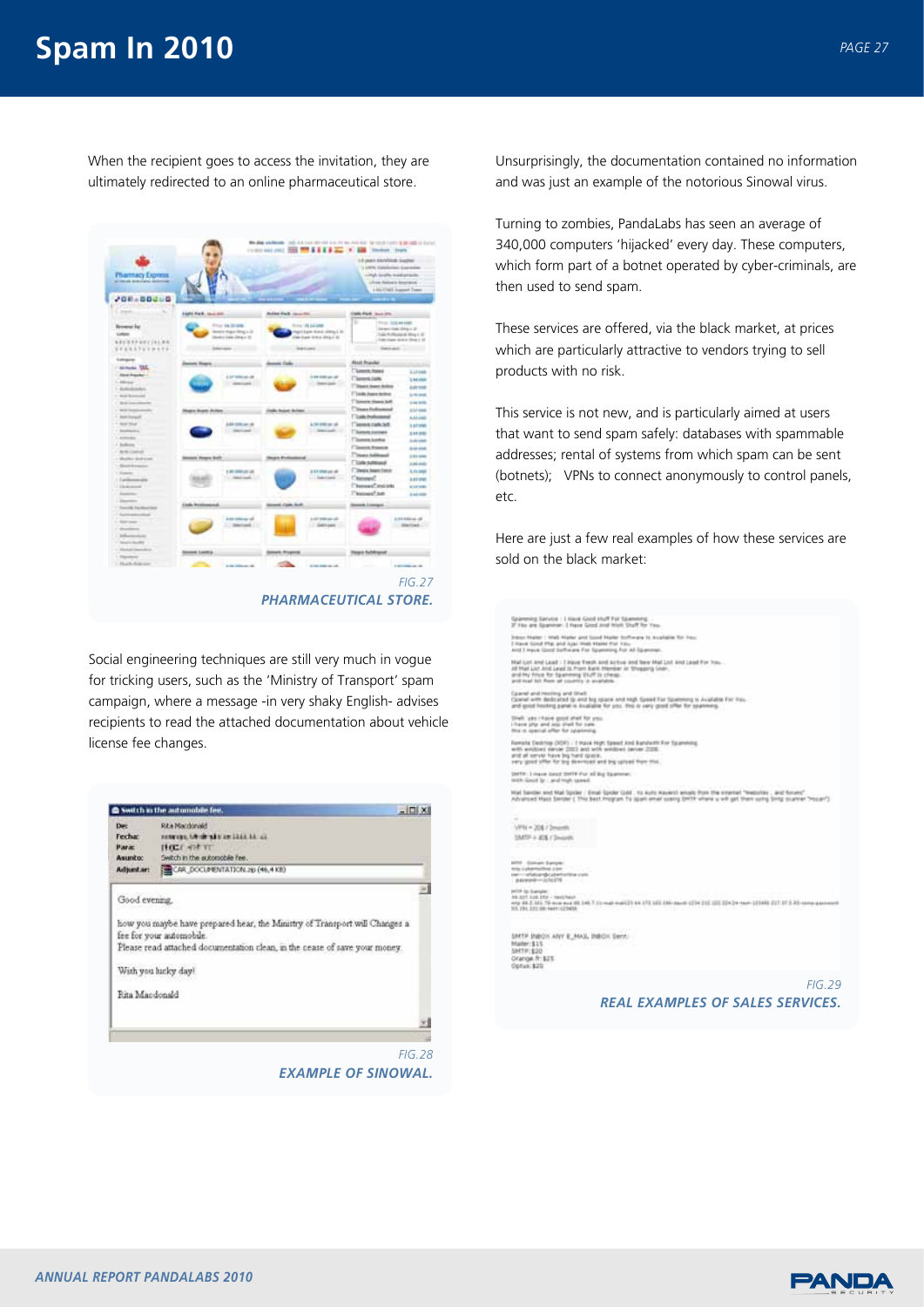When the recipient goes to access the invitation, they are ultimately redirected to an online pharmaceutical store.

FIG.27
**PHARMACEUTICAL STORE.**

Social engineering techniques are still very much in vogue for tricking users, such as the 'Ministry of Transport' spam campaign, where a message -in very shaky English- advises recipients to read the attached documentation about vehicle license fee changes.

FIG.28
**EXAMPLE OF SINOWAL.**

Unsurprisingly, the documentation contained no information and was just an example of the notorious Sinowal virus.

Turning to zombies, PandaLabs has seen an average of 340,000 computers 'hijacked' every day. These computers, which form part of a botnet operated by cyber-criminals, are then used to send spam.

These services are offered, via the black market, at prices which are particularly attractive to vendors trying to sell products with no risk.

This service is not new, and is particularly aimed at users that want to send spam safely: databases with spammable addresses; rental of systems from which spam can be sent (botnets); VPNs to connect anonymously to control panels, etc.

Here are just a few real examples of how these services are sold on the black market:

FIG.29
**REAL EXAMPLES OF SALES SERVICES.**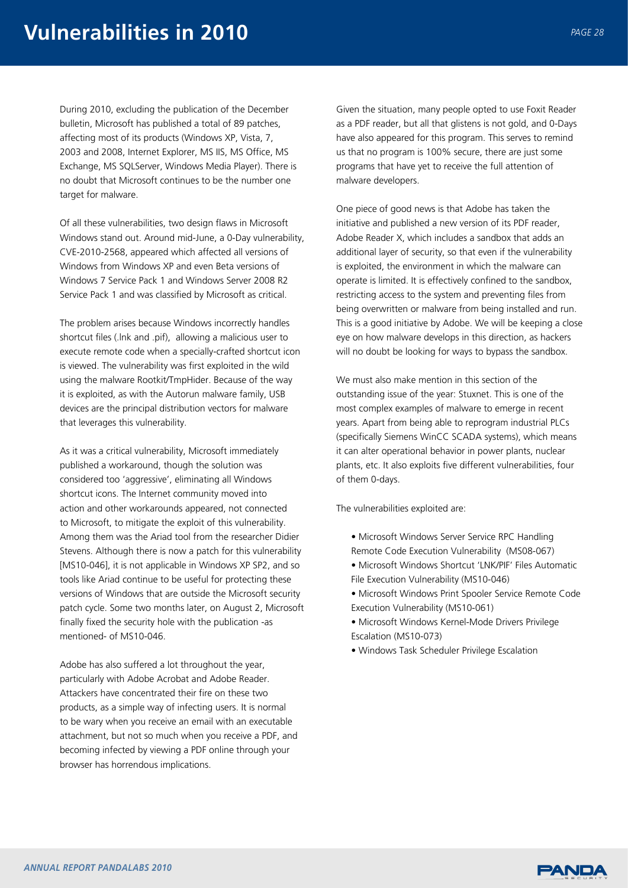# Vulnerabilities in 2010

During 2010, excluding the publication of the December bulletin, Microsoft has published a total of 89 patches, affecting most of its products (Windows XP, Vista, 7, 2003 and 2008, Internet Explorer, MS IIS, MS Office, MS Exchange, MS SQLServer, Windows Media Player). There is no doubt that Microsoft continues to be the number one target for malware.

Of all these vulnerabilities, two design flaws in Microsoft Windows stand out. Around mid-June, a 0-Day vulnerability, CVE-2010-2568, appeared which affected all versions of Windows from Windows XP and even Beta versions of Windows 7 Service Pack 1 and Windows Server 2008 R2 Service Pack 1 and was classified by Microsoft as critical.

The problem arises because Windows incorrectly handles shortcut files (.lnk and .pif), allowing a malicious user to execute remote code when a specially-crafted shortcut icon is viewed. The vulnerability was first exploited in the wild using the malware Rootkit/TmpHider. Because of the way it is exploited, as with the Autorun malware family, USB devices are the principal distribution vectors for malware that leverages this vulnerability.

As it was a critical vulnerability, Microsoft immediately published a workaround, though the solution was considered too 'aggressive', eliminating all Windows shortcut icons. The Internet community moved into action and other workarounds appeared, not connected to Microsoft, to mitigate the exploit of this vulnerability. Among them was the Ariad tool from the researcher Didier Stevens. Although there is now a patch for this vulnerability [MS10-046], it is not applicable in Windows XP SP2, and so tools like Ariad continue to be useful for protecting these versions of Windows that are outside the Microsoft security patch cycle. Some two months later, on August 2, Microsoft finally fixed the security hole with the publication -as mentioned- of MS10-046.

Adobe has also suffered a lot throughout the year, particularly with Adobe Acrobat and Adobe Reader. Attackers have concentrated their fire on these two products, as a simple way of infecting users. It is normal to be wary when you receive an email with an executable attachment, but not so much when you receive a PDF, and becoming infected by viewing a PDF online through your browser has horrendous implications.

Given the situation, many people opted to use Foxit Reader as a PDF reader, but all that glistens is not gold, and 0-Days have also appeared for this program. This serves to remind us that no program is 100% secure, there are just some programs that have yet to receive the full attention of malware developers.

One piece of good news is that Adobe has taken the initiative and published a new version of its PDF reader, Adobe Reader X, which includes a sandbox that adds an additional layer of security, so that even if the vulnerability is exploited, the environment in which the malware can operate is limited. It is effectively confined to the sandbox, restricting access to the system and preventing files from being overwritten or malware from being installed and run. This is a good initiative by Adobe. We will be keeping a close eye on how malware develops in this direction, as hackers will no doubt be looking for ways to bypass the sandbox.

We must also make mention in this section of the outstanding issue of the year: Stuxnet. This is one of the most complex examples of malware to emerge in recent years. Apart from being able to reprogram industrial PLCs (specifically Siemens WinCC SCADA systems), which means it can alter operational behavior in power plants, nuclear plants, etc. It also exploits five different vulnerabilities, four of them 0-days.

The vulnerabilities exploited are:

- Microsoft Windows Server Service RPC Handling Remote Code Execution Vulnerability (MS08-067)
- Microsoft Windows Shortcut 'LNK/PIF' Files Automatic File Execution Vulnerability (MS10-046)
- Microsoft Windows Print Spooler Service Remote Code Execution Vulnerability (MS10-061)
- Microsoft Windows Kernel-Mode Drivers Privilege Escalation (MS10-073)
- Windows Task Scheduler Privilege Escalation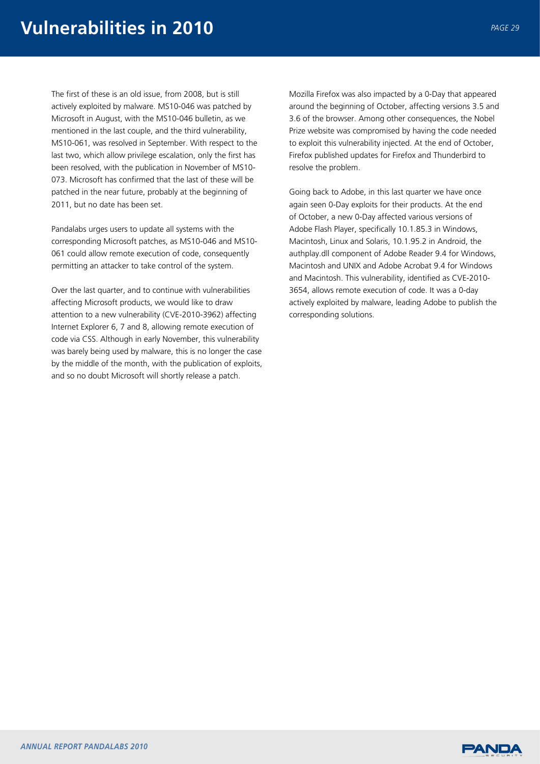The first of these is an old issue, from 2008, but is still actively exploited by malware. MS10-046 was patched by Microsoft in August, with the MS10-046 bulletin, as we mentioned in the last couple, and the third vulnerability, MS10-061, was resolved in September. With respect to the last two, which allow privilege escalation, only the first has been resolved, with the publication in November of MS10-073. Microsoft has confirmed that the last of these will be patched in the near future, probably at the beginning of 2011, but no date has been set.

Pandalabs urges users to update all systems with the corresponding Microsoft patches, as MS10-046 and MS10-061 could allow remote execution of code, consequently permitting an attacker to take control of the system.

Over the last quarter, and to continue with vulnerabilities affecting Microsoft products, we would like to draw attention to a new vulnerability (CVE-2010-3962) affecting Internet Explorer 6, 7 and 8, allowing remote execution of code via CSS. Although in early November, this vulnerability was barely being used by malware, this is no longer the case by the middle of the month, with the publication of exploits, and so no doubt Microsoft will shortly release a patch.

Mozilla Firefox was also impacted by a 0-Day that appeared around the beginning of October, affecting versions 3.5 and 3.6 of the browser. Among other consequences, the Nobel Prize website was compromised by having the code needed to exploit this vulnerability injected. At the end of October, Firefox published updates for Firefox and Thunderbird to resolve the problem.

Going back to Adobe, in this last quarter we have once again seen 0-Day exploits for their products. At the end of October, a new 0-Day affected various versions of Adobe Flash Player, specifically 10.1.85.3 in Windows, Macintosh, Linux and Solaris, 10.1.95.2 in Android, the authplay.dll component of Adobe Reader 9.4 for Windows, Macintosh and UNIX and Adobe Acrobat 9.4 for Windows and Macintosh. This vulnerability, identified as CVE-2010-3654, allows remote execution of code. It was a 0-day actively exploited by malware, leading Adobe to publish the corresponding solutions.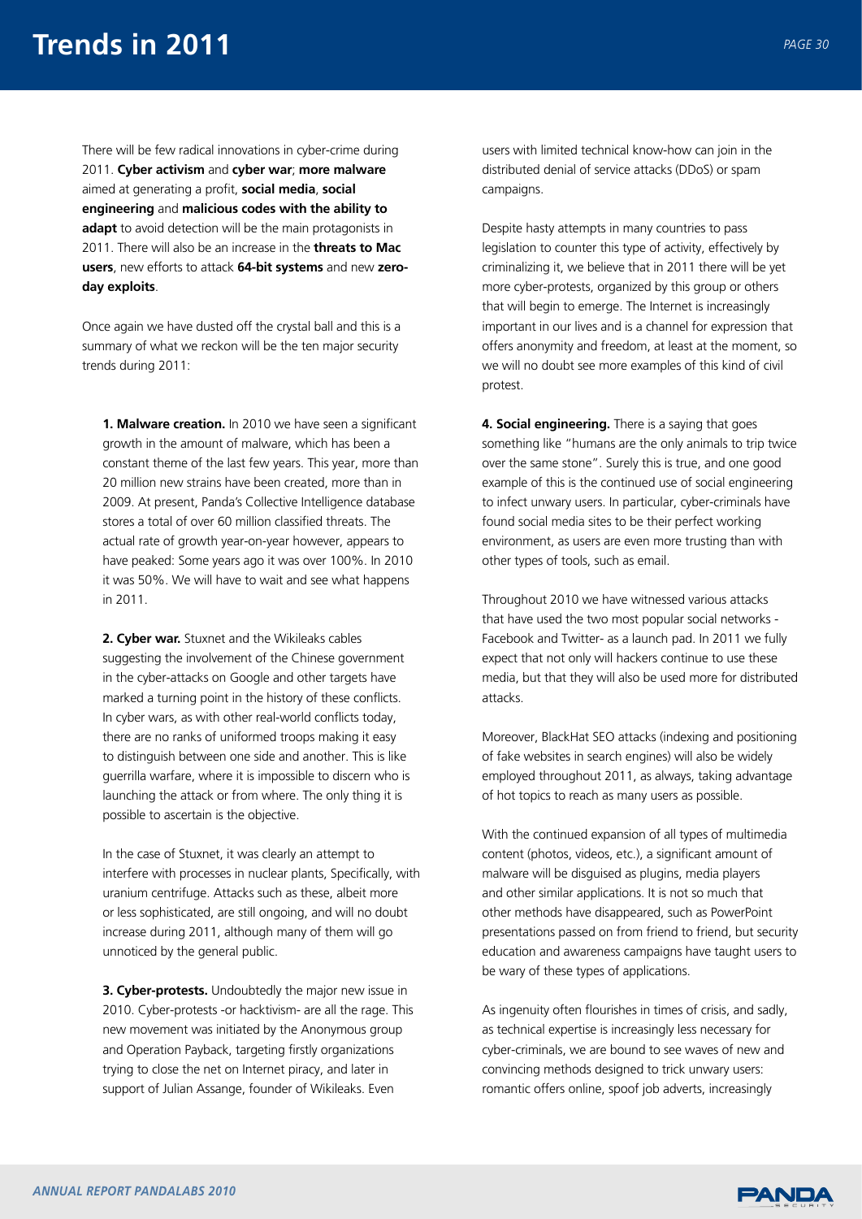# Trends in 2011

There will be few radical innovations in cyber-crime during 2011. **Cyber activism** and **cyber war**; **more malware** aimed at generating a profit, **social media**, **social engineering** and **malicious codes with the ability to adapt** to avoid detection will be the main protagonists in 2011. There will also be an increase in the **threats to Mac users**, new efforts to attack **64-bit systems** and new **zero-day exploits**.

Once again we have dusted off the crystal ball and this is a summary of what we reckon will be the ten major security trends during 2011:

**1. Malware creation.** In 2010 we have seen a significant growth in the amount of malware, which has been a constant theme of the last few years. This year, more than 20 million new strains have been created, more than in 2009. At present, Panda's Collective Intelligence database stores a total of over 60 million classified threats. The actual rate of growth year-on-year however, appears to have peaked: Some years ago it was over 100%. In 2010 it was 50%. We will have to wait and see what happens in 2011.

**2. Cyber war.** Stuxnet and the Wikileaks cables suggesting the involvement of the Chinese government in the cyber-attacks on Google and other targets have marked a turning point in the history of these conflicts. In cyber wars, as with other real-world conflicts today, there are no ranks of uniformed troops making it easy to distinguish between one side and another. This is like guerrilla warfare, where it is impossible to discern who is launching the attack or from where. The only thing it is possible to ascertain is the objective.

In the case of Stuxnet, it was clearly an attempt to interfere with processes in nuclear plants, Specifically, with uranium centrifuge. Attacks such as these, albeit more or less sophisticated, are still ongoing, and will no doubt increase during 2011, although many of them will go unnoticed by the general public.

**3. Cyber-protests.** Undoubtedly the major new issue in 2010. Cyber-protests -or hacktivism- are all the rage. This new movement was initiated by the Anonymous group and Operation Payback, targeting firstly organizations trying to close the net on Internet piracy, and later in support of Julian Assange, founder of Wikileaks. Even users with limited technical know-how can join in the distributed denial of service attacks (DDoS) or spam campaigns.

Despite hasty attempts in many countries to pass legislation to counter this type of activity, effectively by criminalizing it, we believe that in 2011 there will be yet more cyber-protests, organized by this group or others that will begin to emerge. The Internet is increasingly important in our lives and is a channel for expression that offers anonymity and freedom, at least at the moment, so we will no doubt see more examples of this kind of civil protest.

**4. Social engineering.** There is a saying that goes something like "humans are the only animals to trip twice over the same stone". Surely this is true, and one good example of this is the continued use of social engineering to infect unwary users. In particular, cyber-criminals have found social media sites to be their perfect working environment, as users are even more trusting than with other types of tools, such as email.

Throughout 2010 we have witnessed various attacks that have used the two most popular social networks - Facebook and Twitter- as a launch pad. In 2011 we fully expect that not only will hackers continue to use these media, but that they will also be used more for distributed attacks.

Moreover, BlackHat SEO attacks (indexing and positioning of fake websites in search engines) will also be widely employed throughout 2011, as always, taking advantage of hot topics to reach as many users as possible.

With the continued expansion of all types of multimedia content (photos, videos, etc.), a significant amount of malware will be disguised as plugins, media players and other similar applications. It is not so much that other methods have disappeared, such as PowerPoint presentations passed on from friend to friend, but security education and awareness campaigns have taught users to be wary of these types of applications.

As ingenuity often flourishes in times of crisis, and sadly, as technical expertise is increasingly less necessary for cyber-criminals, we are bound to see waves of new and convincing methods designed to trick unwary users: romantic offers online, spoof job adverts, increasingly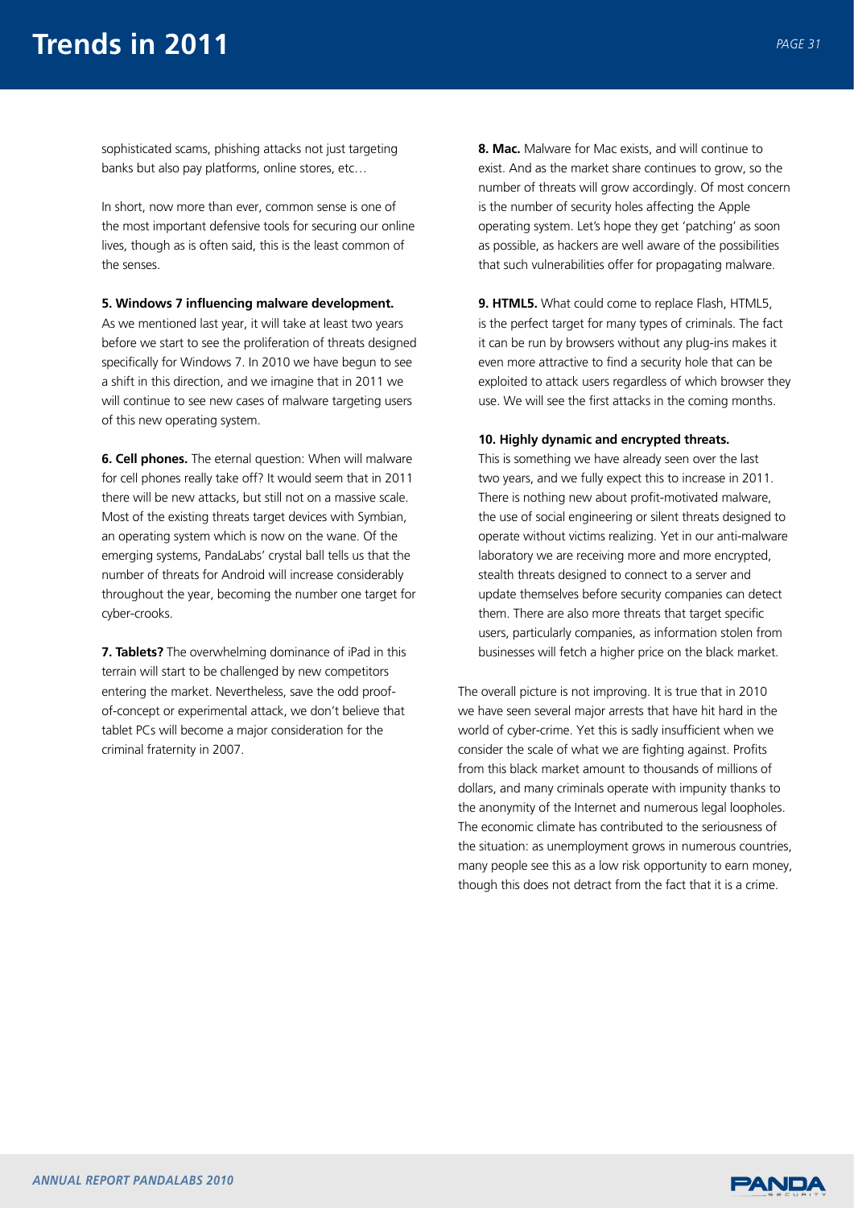sophisticated scams, phishing attacks not just targeting banks but also pay platforms, online stores, etc…

In short, now more than ever, common sense is one of the most important defensive tools for securing our online lives, though as is often said, this is the least common of the senses.

**5. Windows 7 influencing malware development.**

As we mentioned last year, it will take at least two years before we start to see the proliferation of threats designed specifically for Windows 7. In 2010 we have begun to see a shift in this direction, and we imagine that in 2011 we will continue to see new cases of malware targeting users of this new operating system.

**6. Cell phones.** The eternal question: When will malware for cell phones really take off? It would seem that in 2011 there will be new attacks, but still not on a massive scale. Most of the existing threats target devices with Symbian, an operating system which is now on the wane. Of the emerging systems, PandaLabs' crystal ball tells us that the number of threats for Android will increase considerably throughout the year, becoming the number one target for cyber-crooks.

**7. Tablets?** The overwhelming dominance of iPad in this terrain will start to be challenged by new competitors entering the market. Nevertheless, save the odd proof-of-concept or experimental attack, we don't believe that tablet PCs will become a major consideration for the criminal fraternity in 2007.

**8. Mac.** Malware for Mac exists, and will continue to exist. And as the market share continues to grow, so the number of threats will grow accordingly. Of most concern is the number of security holes affecting the Apple operating system. Let's hope they get 'patching' as soon as possible, as hackers are well aware of the possibilities that such vulnerabilities offer for propagating malware.

**9. HTML5.** What could come to replace Flash, HTML5, is the perfect target for many types of criminals. The fact it can be run by browsers without any plug-ins makes it even more attractive to find a security hole that can be exploited to attack users regardless of which browser they use. We will see the first attacks in the coming months.

**10. Highly dynamic and encrypted threats.**

This is something we have already seen over the last two years, and we fully expect this to increase in 2011. There is nothing new about profit-motivated malware, the use of social engineering or silent threats designed to operate without victims realizing. Yet in our anti-malware laboratory we are receiving more and more encrypted, stealth threats designed to connect to a server and update themselves before security companies can detect them. There are also more threats that target specific users, particularly companies, as information stolen from businesses will fetch a higher price on the black market.

The overall picture is not improving. It is true that in 2010 we have seen several major arrests that have hit hard in the world of cyber-crime. Yet this is sadly insufficient when we consider the scale of what we are fighting against. Profits from this black market amount to thousands of millions of dollars, and many criminals operate with impunity thanks to the anonymity of the Internet and numerous legal loopholes. The economic climate has contributed to the seriousness of the situation: as unemployment grows in numerous countries, many people see this as a low risk opportunity to earn money, though this does not detract from the fact that it is a crime.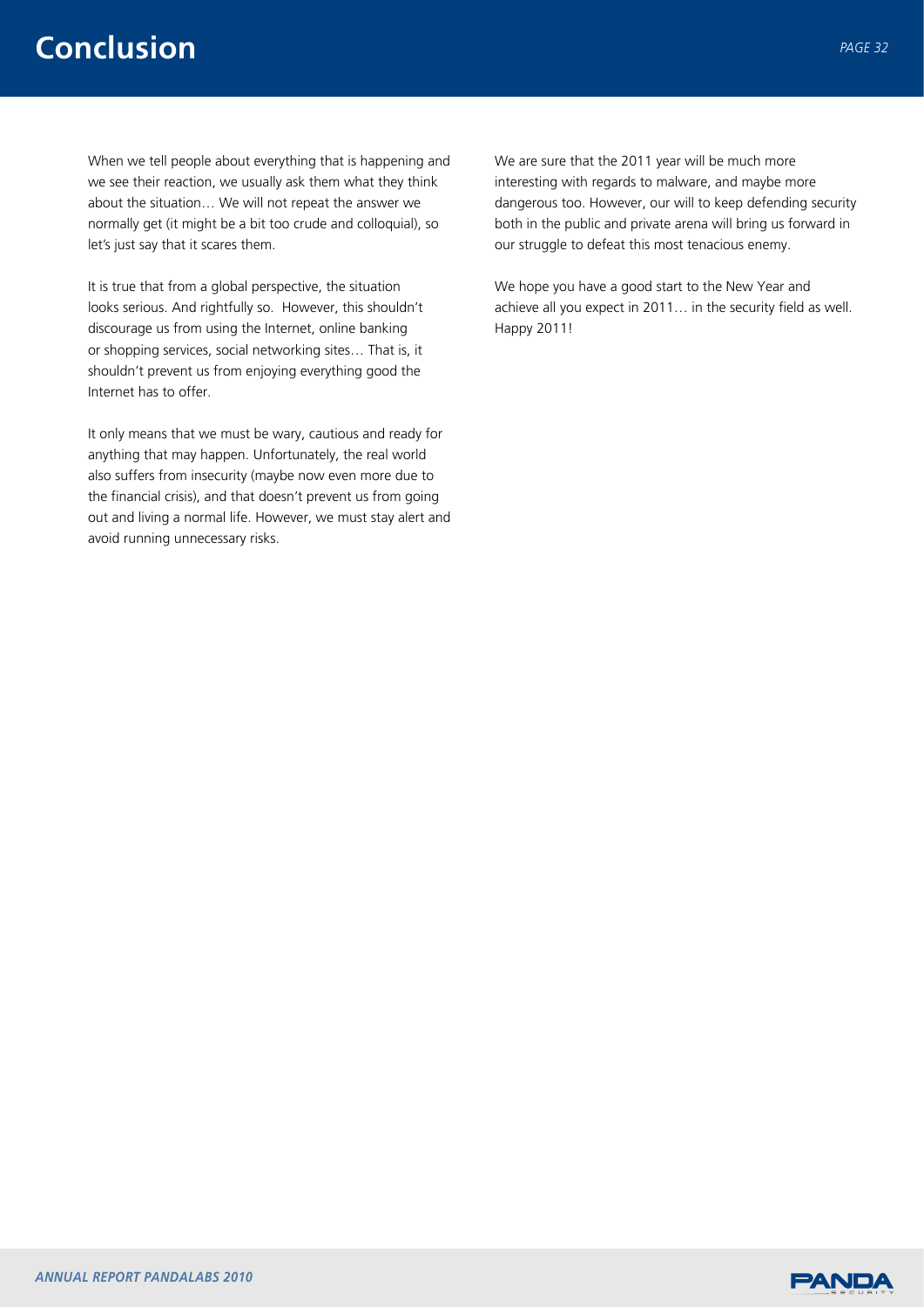# Conclusion

When we tell people about everything that is happening and we see their reaction, we usually ask them what they think about the situation… We will not repeat the answer we normally get (it might be a bit too crude and colloquial), so let's just say that it scares them.

It is true that from a global perspective, the situation looks serious. And rightfully so. However, this shouldn't discourage us from using the Internet, online banking or shopping services, social networking sites… That is, it shouldn't prevent us from enjoying everything good the Internet has to offer.

It only means that we must be wary, cautious and ready for anything that may happen. Unfortunately, the real world also suffers from insecurity (maybe now even more due to the financial crisis), and that doesn't prevent us from going out and living a normal life. However, we must stay alert and avoid running unnecessary risks.

We are sure that the 2011 year will be much more interesting with regards to malware, and maybe more dangerous too. However, our will to keep defending security both in the public and private arena will bring us forward in our struggle to defeat this most tenacious enemy.

We hope you have a good start to the New Year and achieve all you expect in 2011… in the security field as well. Happy 2011!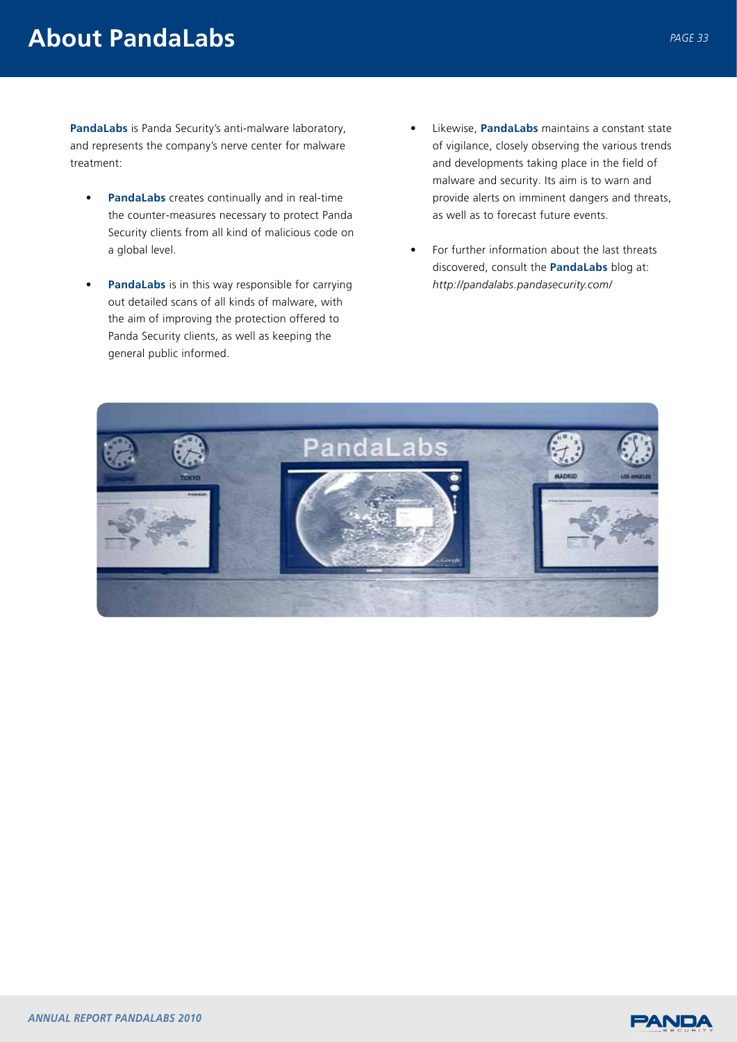# About PandaLabs

**PandaLabs** is Panda Security's anti-malware laboratory, and represents the company's nerve center for malware treatment:

- **PandaLabs** creates continually and in real-time the counter-measures necessary to protect Panda Security clients from all kind of malicious code on a global level.
- **PandaLabs** is in this way responsible for carrying out detailed scans of all kinds of malware, with the aim of improving the protection offered to Panda Security clients, as well as keeping the general public informed.
- Likewise, **PandaLabs** maintains a constant state of vigilance, closely observing the various trends and developments taking place in the field of malware and security. Its aim is to warn and provide alerts on imminent dangers and threats, as well as to forecast future events.
- For further information about the last threats discovered, consult the **PandaLabs** blog at: *http://pandalabs.pandasecurity.com/*